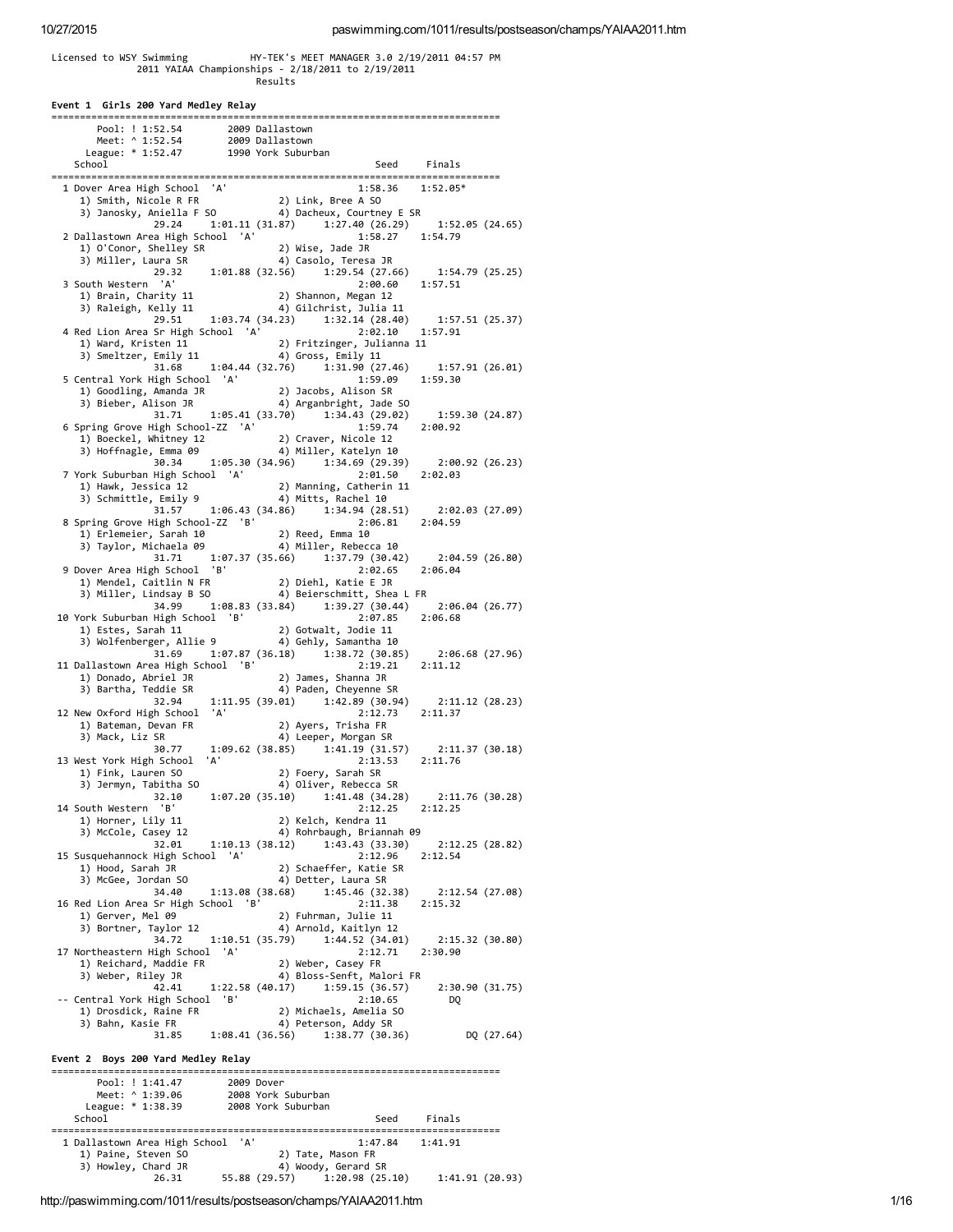Licensed to WSY Swimming HY-TEK's MEET MANAGER 3.0 2/19/2011 04:57 PM

2011 YAIAA Championships - 2/18/2011 to 2/19/2011

Results

## Event 1 Girls 200 Yard Medley Relay

```
===============================================================================
        Pool: ! 1:52.54        2009 Dallastown
        Meet: ^ 1:52.54        2009 Dallastown
      League: * 1:52.47        1990 York Suburban
    School                                            Seed     Finals
===============================================================================
  1 Dover Area High School  'A'                     1:58.36    1:52.05*
     1) Smith, Nicole R FR             2) Link, Bree A SO
     3) Janosky, Aniella F SO          4) Dacheux, Courtney E SR
               29.24     1:01.11 (31.87)     1:27.40 (26.29)     1:52.05 (24.65)
  2 Dallastown Area High School  'A'                1:58.27    1:54.79
     1) O'Conor, Shelley SR            2) Wise, Jade JR
     3) Miller, Laura SR               4) Casolo, Teresa JR
               29.32     1:01.88 (32.56)     1:29.54 (27.66)     1:54.79 (25.25)
  3 South Western  'A'                              2:00.60    1:57.51
     1) Brain, Charity 11              2) Shannon, Megan 12
     3) Raleigh, Kelly 11              4) Gilchrist, Julia 11
               29.51     1:03.74 (34.23)     1:32.14 (28.40)     1:57.51 (25.37)
  4 Red Lion Area Sr High School  'A'               2:02.10    1:57.91
     1) Ward, Kristen 11               2) Fritzinger, Julianna 11
     3) Smeltzer, Emily 11             4) Gross, Emily 11
               31.68     1:04.44 (32.76)     1:31.90 (27.46)     1:57.91 (26.01)
  5 Central York High School  'A'                   1:59.09    1:59.30
     1) Goodling, Amanda JR            2) Jacobs, Alison SR
     3) Bieber, Alison JR              4) Arganbright, Jade SO
               31.71     1:05.41 (33.70)     1:34.43 (29.02)     1:59.30 (24.87)
  6 Spring Grove High School-ZZ  'A'                1:59.74    2:00.92
     1) Boeckel, Whitney 12            2) Craver, Nicole 12
     3) Hoffnagle, Emma 09             4) Miller, Katelyn 10
               30.34     1:05.30 (34.96)     1:34.69 (29.39)     2:00.92 (26.23)
  7 York Suburban High School  'A'                  2:01.50    2:02.03
     1) Hawk, Jessica 12               2) Manning, Catherin 11
     3) Schmittle, Emily 9             4) Mitts, Rachel 10
               31.57     1:06.43 (34.86)     1:34.94 (28.51)     2:02.03 (27.09)
  8 Spring Grove High School-ZZ  'B'                2:06.81    2:04.59
     1) Erlemeier, Sarah 10            2) Reed, Emma 10
     3) Taylor, Michaela 09            4) Miller, Rebecca 10
               31.71     1:07.37 (35.66)     1:37.79 (30.42)     2:04.59 (26.80)
  9 Dover Area High School  'B'                     2:02.65    2:06.04
     1) Mendel, Caitlin N FR           2) Diehl, Katie E JR
     3) Miller, Lindsay B SO           4) Beierschmitt, Shea L FR
               34.99     1:08.83 (33.84)     1:39.27 (30.44)     2:06.04 (26.77)
 10 York Suburban High School  'B'                  2:07.85    2:06.68
     1) Estes, Sarah 11                2) Gotwalt, Jodie 11
     3) Wolfenberger, Allie 9          4) Gehly, Samantha 10
               31.69     1:07.87 (36.18)     1:38.72 (30.85)     2:06.68 (27.96)
 11 Dallastown Area High School  'B'                2:19.21    2:11.12
     1) Donado, Abriel JR              2) James, Shanna JR
     3) Bartha, Teddie SR              4) Paden, Cheyenne SR
               32.94     1:11.95 (39.01)     1:42.89 (30.94)     2:11.12 (28.23)
 12 New Oxford High School  'A'                     2:12.73    2:11.37
     1) Bateman, Devan FR              2) Ayers, Trisha FR
     3) Mack, Liz SR                   4) Leeper, Morgan SR
               30.77     1:09.62 (38.85)     1:41.19 (31.57)     2:11.37 (30.18)
 13 West York High School  'A'                      2:13.53    2:11.76
     1) Fink, Lauren SO                2) Foery, Sarah SR
     3) Jermyn, Tabitha SO             4) Oliver, Rebecca SR
               32.10     1:07.20 (35.10)     1:41.48 (34.28)     2:11.76 (30.28)
 14 South Western  'B'                              2:12.25    2:12.25
     1) Horner, Lily 11                2) Kelch, Kendra 11
     3) McCole, Casey 12               4) Rohrbaugh, Briannah 09
               32.01     1:10.13 (38.12)     1:43.43 (33.30)     2:12.25 (28.82)
 15 Susquehannock High School  'A'                  2:12.96    2:12.54
     1) Hood, Sarah JR                 2) Schaeffer, Katie SR
     3) McGee, Jordan SO               4) Detter, Laura SR
               34.40     1:13.08 (38.68)     1:45.46 (32.38)     2:12.54 (27.08)
 16 Red Lion Area Sr High School  'B'               2:11.38    2:15.32
     1) Gerver, Mel 09                 2) Fuhrman, Julie 11
     3) Bortner, Taylor 12             4) Arnold, Kaitlyn 12
               34.72     1:10.51 (35.79)     1:44.52 (34.01)     2:15.32 (30.80)
 17 Northeastern High School  'A'                   2:12.71    2:30.90
     1) Reichard, Maddie FR            2) Weber, Casey FR
     3) Weber, Riley JR                4) Bloss-Senft, Malori FR
               42.41     1:22.58 (40.17)     1:59.15 (36.57)     2:30.90 (31.75)
 -- Central York High School  'B'                   2:10.65         DQ
     1) Drosdick, Raine FR             2) Michaels, Amelia SO
     3) Bahn, Kasie FR                 4) Peterson, Addy SR
               31.85     1:08.41 (36.56)     1:38.77 (30.36)          DQ (27.64)
```

## Event 2 Boys 200 Yard Medley Relay

```
===============================================================================
        Pool: ! 1:41.47        2009 Dover
        Meet: ^ 1:39.06        2008 York Suburban
      League: * 1:38.39        2008 York Suburban
    School                                            Seed     Finals
===============================================================================
  1 Dallastown Area High School  'A'                1:47.84    1:41.91
     1) Paine, Steven SO               2) Tate, Mason FR
     3) Howley, Chard JR               4) Woody, Gerard SR
               26.31       55.88 (29.57)     1:20.98 (25.10)     1:41.91 (20.93)
```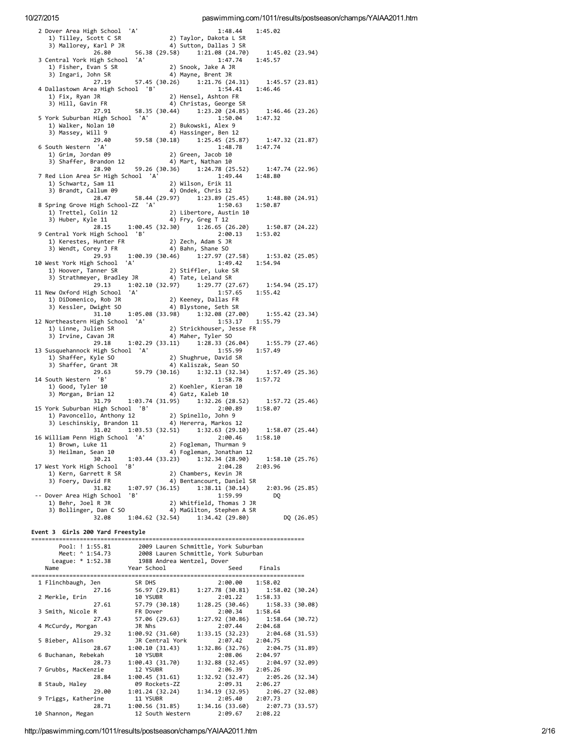```
  2 Dover Area High School  'A'                     1:48.44    1:45.02
     1) Tilley, Scott C SR             2) Taylor, Dakota L SR
     3) Mallorey, Karl P JR            4) Sutton, Dallas J SR
              26.80       56.38 (29.58)     1:21.08 (24.70)     1:45.02 (23.94)
  3 Central York High School  'A'                   1:47.74    1:45.57
     1) Fisher, Evan S SR              2) Snook, Jake A JR
     3) Ingari, John SR                4) Mayne, Brent JR
              27.19       57.45 (30.26)     1:21.76 (24.31)     1:45.57 (23.81)
  4 Dallastown Area High School  'B'                1:54.41    1:46.46
     1) Fix, Ryan JR                   2) Hensel, Ashton FR
     3) Hill, Gavin FR                 4) Christas, George SR
              27.91       58.35 (30.44)     1:23.20 (24.85)     1:46.46 (23.26)
  5 York Suburban High School  'A'                  1:50.04    1:47.32
     1) Walker, Nolan 10               2) Bukowski, Alex 9
     3) Massey, Will 9                 4) Hassinger, Ben 12
              29.40       59.58 (30.18)     1:25.45 (25.87)     1:47.32 (21.87)
  6 South Western  'A'                              1:48.78    1:47.74
     1) Grim, Jordan 09                2) Green, Jacob 10
     3) Shaffer, Brandon 12            4) Mart, Nathan 10
              28.90       59.26 (30.36)     1:24.78 (25.52)     1:47.74 (22.96)
  7 Red Lion Area Sr High School  'A'               1:49.44    1:48.80
     1) Schwartz, Sam 11               2) Wilson, Erik 11
     3) Brandt, Callum 09              4) Ondek, Chris 12
              28.47       58.44 (29.97)     1:23.89 (25.45)     1:48.80 (24.91)
  8 Spring Grove High School-ZZ  'A'                1:50.63    1:50.87
     1) Trettel, Colin 12              2) Libertore, Austin 10
     3) Huber, Kyle 11                 4) Fry, Greg T 12
              28.15     1:00.45 (32.30)     1:26.65 (26.20)     1:50.87 (24.22)
  9 Central York High School  'B'                   2:00.13    1:53.02
     1) Kerestes, Hunter FR            2) Zech, Adam S JR
     3) Wendt, Corey J FR              4) Bahn, Shane SO
              29.93     1:00.39 (30.46)     1:27.97 (27.58)     1:53.02 (25.05)
 10 West York High School  'A'                      1:49.42    1:54.94
     1) Hoover, Tanner SR              2) Stiffler, Luke SR
     3) Strathmeyer, Bradley JR        4) Tate, Leland SR
              29.13     1:02.10 (32.97)     1:29.77 (27.67)     1:54.94 (25.17)
 11 New Oxford High School  'A'                     1:57.65    1:55.42
     1) DiDomenico, Rob JR             2) Keeney, Dallas FR
     3) Kessler, Dwight SO             4) Blystone, Seth SR
              31.10     1:05.08 (33.98)     1:32.08 (27.00)     1:55.42 (23.34)
 12 Northeastern High School  'A'                   1:53.17    1:55.79
     1) Linne, Julien SR               2) Strickhouser, Jesse FR
     3) Irvine, Cavan JR               4) Maher, Tyler SO
              29.18     1:02.29 (33.11)     1:28.33 (26.04)     1:55.79 (27.46)
 13 Susquehannock High School  'A'                  1:55.99    1:57.49
     1) Shaffer, Kyle SO               2) Shughrue, David SR
     3) Shaffer, Grant JR              4) Kaliszak, Sean SO
              29.63       59.79 (30.16)     1:32.13 (32.34)     1:57.49 (25.36)
 14 South Western  'B'                              1:58.78    1:57.72
     1) Good, Tyler 10                 2) Koehler, Kieran 10
     3) Morgan, Brian 12               4) Gatz, Kaleb 10
              31.79     1:03.74 (31.95)     1:32.26 (28.52)     1:57.72 (25.46)
 15 York Suburban High School  'B'                  2:00.89    1:58.07
     1) Pavoncello, Anthony 12         2) Spinello, John 9
     3) Leschinskiy, Brandon 11        4) Hererra, Markos 12
              31.02     1:03.53 (32.51)     1:32.63 (29.10)     1:58.07 (25.44)
 16 William Penn High School  'A'                   2:00.46    1:58.10
     1) Brown, Luke 11                 2) Fogleman, Thurman 9
     3) Heilman, Sean 10               4) Fogleman, Jonathan 12
              30.21     1:03.44 (33.23)     1:32.34 (28.90)     1:58.10 (25.76)
 17 West York High School  'B'                      2:04.28    2:03.96
     1) Kern, Garrett R SR             2) Chambers, Kevin JR
     3) Foery, David FR                4) Bentancourt, Daniel SR
              31.82     1:07.97 (36.15)     1:38.11 (30.14)     2:03.96 (25.85)
 -- Dover Area High School  'B'                     1:59.99         DQ
     1) Behr, Joel R JR                2) Whitfield, Thomas J JR
     3) Bollinger, Dan C SO            4) MaGilton, Stephen A SR
              32.08     1:04.62 (32.54)     1:34.42 (29.80)          DQ (26.05)
```

**Event 3  Girls 200 Yard Freestyle**

```
===============================================================================
        Pool: ! 1:55.81       2009 Lauren Schmittle, York Suburban
        Meet: ^ 1:54.73       2008 Lauren Schmittle, York Suburban
      League: * 1:52.38       1988 Andrea Wentzel, Dover
    Name                    Year School                 Seed     Finals
===============================================================================
  1 Flinchbaugh, Jen         SR DHS                   2:00.00    1:58.02
              27.16       56.97 (29.81)     1:27.78 (30.81)     1:58.02 (30.24)
  2 Merkle, Erin             10 YSUBR                 2:01.22    1:58.33
              27.61       57.79 (30.18)     1:28.25 (30.46)     1:58.33 (30.08)
  3 Smith, Nicole R          FR Dover                 2:00.34    1:58.64
              27.43       57.06 (29.63)     1:27.92 (30.86)     1:58.64 (30.72)
  4 McCurdy, Morgan          JR Nhs                   2:07.44    2:04.68
              29.32     1:00.92 (31.60)     1:33.15 (32.23)     2:04.68 (31.53)
  5 Bieber, Alison           JR Central York          2:07.42    2:04.75
              28.67     1:00.10 (31.43)     1:32.86 (32.76)     2:04.75 (31.89)
  6 Buchanan, Rebekah        10 YSUBR                 2:08.06    2:04.97
              28.73     1:00.43 (31.70)     1:32.88 (32.45)     2:04.97 (32.09)
  7 Grubbs, MacKenzie        12 YSUBR                 2:06.39    2:05.26
              28.84     1:00.45 (31.61)     1:32.92 (32.47)     2:05.26 (32.34)
  8 Staub, Haley             09 Rockets-ZZ            2:09.31    2:06.27
              29.00     1:01.24 (32.24)     1:34.19 (32.95)     2:06.27 (32.08)
  9 Triggs, Katherine        11 YSUBR                 2:05.40    2:07.73
              28.71     1:00.56 (31.85)     1:34.16 (33.60)     2:07.73 (33.57)
 10 Shannon, Megan           12 South Western         2:09.67    2:08.22
```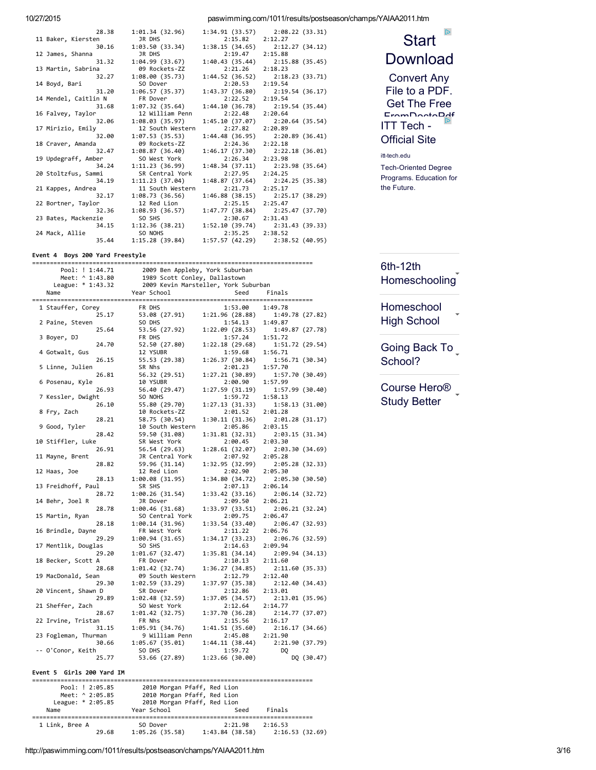```
                      28.38     1:01.34 (32.96)     1:34.91 (33.57)     2:08.22 (33.31)
 11 Baker, Kiersten             JR DHS                        2:15.82     2:12.27
                      30.16     1:03.50 (33.34)     1:38.15 (34.65)     2:12.27 (34.12)
 12 James, Shanna               JR DHS                        2:19.47     2:15.88
                      31.32     1:04.99 (33.67)     1:40.43 (35.44)     2:15.88 (35.45)
 13 Martin, Sabrina             09 Rockets-ZZ                 2:21.26     2:18.23
                      32.27     1:08.00 (35.73)     1:44.52 (36.52)     2:18.23 (33.71)
 14 Boyd, Bari                  SO Dover                      2:20.53     2:19.54
                      31.20     1:06.57 (35.37)     1:43.37 (36.80)     2:19.54 (36.17)
 14 Mendel, Caitlin N           FR Dover                      2:22.52     2:19.54
                      31.68     1:07.32 (35.64)     1:44.10 (36.78)     2:19.54 (35.44)
 16 Falvey, Taylor              12 William Penn               2:22.48     2:20.64
                      32.06     1:08.03 (35.97)     1:45.10 (37.07)     2:20.64 (35.54)
 17 Mirizio, Emily              12 South Western              2:27.82     2:20.89
                      32.00     1:07.53 (35.53)     1:44.48 (36.95)     2:20.89 (36.41)
 18 Craver, Amanda              09 Rockets-ZZ                 2:24.36     2:22.18
                      32.47     1:08.87 (36.40)     1:46.17 (37.30)     2:22.18 (36.01)
 19 Updegraff, Amber            SO West York                  2:26.34     2:23.98
                      34.24     1:11.23 (36.99)     1:48.34 (37.11)     2:23.98 (35.64)
 20 Stoltzfus, Sammi            SR Central York               2:27.95     2:24.25
                      34.19     1:11.23 (37.04)     1:48.87 (37.64)     2:24.25 (35.38)
 21 Kappes, Andrea              11 South Western              2:21.73     2:25.17
                      32.17     1:08.73 (36.56)     1:46.88 (38.15)     2:25.17 (38.29)
 22 Bortner, Taylor             12 Red Lion                   2:25.15     2:25.47
                      32.36     1:08.93 (36.57)     1:47.77 (38.84)     2:25.47 (37.70)
 23 Bates, Mackenzie            SO SHS                        2:30.67     2:31.43
                      34.15     1:12.36 (38.21)     1:52.10 (39.74)     2:31.43 (39.33)
 24 Mack, Allie                 SO NOHS                       2:35.25     2:38.52
                      35.44     1:15.28 (39.84)     1:57.57 (42.29)     2:38.52 (40.95)
```

### Event 4  Boys 200 Yard Freestyle

```
===============================================================================
       Pool: ! 1:44.71        2009 Ben Appleby, York Suburban
       Meet: ^ 1:43.80        1989 Scott Conley, Dallastown
     League: * 1:43.32        2009 Kevin Marsteller, York Suburban
    Name                    Year School                 Seed     Finals
===============================================================================
  1 Stauffer, Corey             FR DHS                        1:53.00     1:49.78
                      25.17       53.08 (27.91)     1:21.96 (28.88)     1:49.78 (27.82)
  2 Paine, Steven               SO DHS                        1:54.13     1:49.87
                      25.64       53.56 (27.92)     1:22.09 (28.53)     1:49.87 (27.78)
  3 Boyer, DJ                   FR DHS                        1:57.24     1:51.72
                      24.70       52.50 (27.80)     1:22.18 (29.68)     1:51.72 (29.54)
  4 Gotwalt, Gus                12 YSUBR                      1:59.68     1:56.71
                      26.15       55.53 (29.38)     1:26.37 (30.84)     1:56.71 (30.34)
  5 Linne, Julien               SR Nhs                        2:01.23     1:57.70
                      26.81       56.32 (29.51)     1:27.21 (30.89)     1:57.70 (30.49)
  6 Posenau, Kyle               10 YSUBR                      2:00.90     1:57.99
                      26.93       56.40 (29.47)     1:27.59 (31.19)     1:57.99 (30.40)
  7 Kessler, Dwight             SO NOHS                       1:59.72     1:58.13
                      26.10       55.80 (29.70)     1:27.13 (31.33)     1:58.13 (31.00)
  8 Fry, Zach                   10 Rockets-ZZ                 2:01.52     2:01.28
                      28.21       58.75 (30.54)     1:30.11 (31.36)     2:01.28 (31.17)
  9 Good, Tyler                 10 South Western              2:05.86     2:03.15
                      28.42       59.50 (31.08)     1:31.81 (32.31)     2:03.15 (31.34)
 10 Stiffler, Luke              SR West York                  2:00.45     2:03.30
                      26.91       56.54 (29.63)     1:28.61 (32.07)     2:03.30 (34.69)
 11 Mayne, Brent                JR Central York               2:07.92     2:05.28
                      28.82       59.96 (31.14)     1:32.95 (32.99)     2:05.28 (32.33)
 12 Haas, Joe                   12 Red Lion                   2:02.90     2:05.30
                      28.13     1:00.08 (31.95)     1:34.80 (34.72)     2:05.30 (30.50)
 13 Freidhoff, Paul             SR SHS                        2:07.13     2:06.14
                      28.72     1:00.26 (31.54)     1:33.42 (33.16)     2:06.14 (32.72)
 14 Behr, Joel R                JR Dover                      2:09.50     2:06.21
                      28.78     1:00.46 (31.68)     1:33.97 (33.51)     2:06.21 (32.24)
 15 Martin, Ryan                SO Central York               2:09.75     2:06.47
                      28.18     1:00.14 (31.96)     1:33.54 (33.40)     2:06.47 (32.93)
 16 Brindle, Dayne              FR West York                  2:11.22     2:06.76
                      29.29     1:00.94 (31.65)     1:34.17 (33.23)     2:06.76 (32.59)
 17 Mentlik, Douglas            SO SHS                        2:14.63     2:09.94
                      29.20     1:01.67 (32.47)     1:35.81 (34.14)     2:09.94 (34.13)
 18 Becker, Scott A             FR Dover                      2:10.13     2:11.60
                      28.68     1:01.42 (32.74)     1:36.27 (34.85)     2:11.60 (35.33)
 19 MacDonald, Sean             09 South Western              2:12.79     2:12.40
                      29.30     1:02.59 (33.29)     1:37.97 (35.38)     2:12.40 (34.43)
 20 Vincent, Shawn D            SR Dover                      2:12.86     2:13.01
                      29.89     1:02.48 (32.59)     1:37.05 (34.57)     2:13.01 (35.96)
 21 Sheffer, Zach               SO West York                  2:12.64     2:14.77
                      28.67     1:01.42 (32.75)     1:37.70 (36.28)     2:14.77 (37.07)
 22 Irvine, Tristan             FR Nhs                        2:15.56     2:16.17
                      31.15     1:05.91 (34.76)     1:41.51 (35.60)     2:16.17 (34.66)
 23 Fogleman, Thurman            9 William Penn               2:45.08     2:21.90
                      30.66     1:05.67 (35.01)     1:44.11 (38.44)     2:21.90 (37.79)
 -- O'Conor, Keith              SO DHS                        1:59.72          DQ
                      25.77       53.66 (27.89)     1:23.66 (30.00)          DQ (30.47)
```

### Event 5  Girls 200 Yard IM

```
===============================================================================
       Pool: ! 2:05.85        2010 Morgan Pfaff, Red Lion
       Meet: ^ 2:05.85        2010 Morgan Pfaff, Red Lion
     League: * 2:05.85        2010 Morgan Pfaff, Red Lion
    Name                    Year School                 Seed     Finals
===============================================================================
  1 Link, Bree A                SO Dover                      2:21.98     2:16.53
                      29.68     1:05.26 (35.58)     1:43.84 (38.58)     2:16.53 (32.69)
```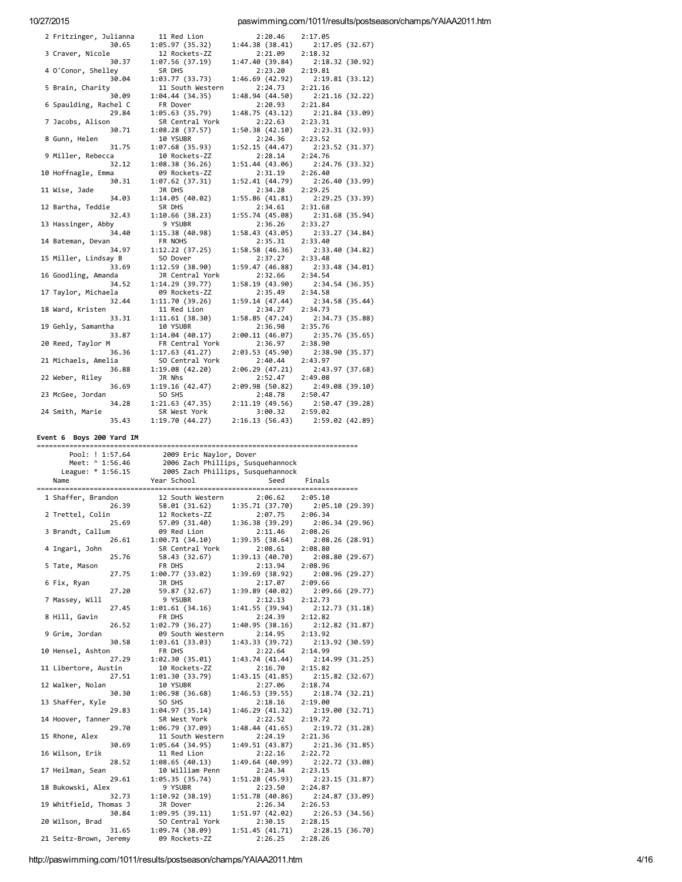```
  2 Fritzinger, Julianna      11 Red Lion             2:20.46    2:17.05  
            30.65       1:05.97 (35.32)     1:44.38 (38.41)     2:17.05 (32.67)
  3 Craver, Nicole            12 Rockets-ZZ           2:21.09    2:18.32  
            30.37       1:07.56 (37.19)     1:47.40 (39.84)     2:18.32 (30.92)
  4 O'Conor, Shelley          SR DHS                  2:23.20    2:19.81  
            30.04       1:03.77 (33.73)     1:46.69 (42.92)     2:19.81 (33.12)
  5 Brain, Charity            11 South Western        2:24.73    2:21.16  
            30.09       1:04.44 (34.35)     1:48.94 (44.50)     2:21.16 (32.22)
  6 Spaulding, Rachel C       FR Dover                2:20.93    2:21.84  
            29.84       1:05.63 (35.79)     1:48.75 (43.12)     2:21.84 (33.09)
  7 Jacobs, Alison            SR Central York         2:22.63    2:23.31  
            30.71       1:08.28 (37.57)     1:50.38 (42.10)     2:23.31 (32.93)
  8 Gunn, Helen               10 YSUBR                2:24.36    2:23.52  
            31.75       1:07.68 (35.93)     1:52.15 (44.47)     2:23.52 (31.37)
  9 Miller, Rebecca           10 Rockets-ZZ           2:28.14    2:24.76  
            32.12       1:08.38 (36.26)     1:51.44 (43.06)     2:24.76 (33.32)
 10 Hoffnagle, Emma           09 Rockets-ZZ           2:31.19    2:26.40  
            30.31       1:07.62 (37.31)     1:52.41 (44.79)     2:26.40 (33.99)
 11 Wise, Jade                JR DHS                  2:34.28    2:29.25  
            34.03       1:14.05 (40.02)     1:55.86 (41.81)     2:29.25 (33.39)
 12 Bartha, Teddie            SR DHS                  2:34.61    2:31.68  
            32.43       1:10.66 (38.23)     1:55.74 (45.08)     2:31.68 (35.94)
 13 Hassinger, Abby           9 YSUBR                 2:36.26    2:33.27  
            34.40       1:15.38 (40.98)     1:58.43 (43.05)     2:33.27 (34.84)
 14 Bateman, Devan            FR NOHS                 2:35.31    2:33.40  
            34.97       1:12.22 (37.25)     1:58.58 (46.36)     2:33.40 (34.82)
 15 Miller, Lindsay B         SO Dover                2:37.27    2:33.48  
            33.69       1:12.59 (38.90)     1:59.47 (46.88)     2:33.48 (34.01)
 16 Goodling, Amanda          JR Central York         2:32.66    2:34.54  
            34.52       1:14.29 (39.77)     1:58.19 (43.90)     2:34.54 (36.35)
 17 Taylor, Michaela          09 Rockets-ZZ           2:35.49    2:34.58  
            32.44       1:11.70 (39.26)     1:59.14 (47.44)     2:34.58 (35.44)
 18 Ward, Kristen             11 Red Lion             2:34.27    2:34.73  
            33.31       1:11.61 (38.30)     1:58.85 (47.24)     2:34.73 (35.88)
 19 Gehly, Samantha           10 YSUBR                2:36.98    2:35.76  
            33.87       1:14.04 (40.17)     2:00.11 (46.07)     2:35.76 (35.65)
 20 Reed, Taylor M            FR Central York         2:36.97    2:38.90  
            36.36       1:17.63 (41.27)     2:03.53 (45.90)     2:38.90 (35.37)
 21 Michaels, Amelia          SO Central York         2:40.44    2:43.97  
            36.88       1:19.08 (42.20)     2:06.29 (47.21)     2:43.97 (37.68)
 22 Weber, Riley              JR Nhs                  2:52.47    2:49.08  
            36.69       1:19.16 (42.47)     2:09.98 (50.82)     2:49.08 (39.10)
 23 McGee, Jordan             SO SHS                  2:48.78    2:50.47  
            34.28       1:21.63 (47.35)     2:11.19 (49.56)     2:50.47 (39.28)
 24 Smith, Marie              SR West York            3:00.32    2:59.02  
            35.43       1:19.70 (44.27)     2:16.13 (56.43)     2:59.02 (42.89)
```

**Event 6  Boys 200 Yard IM**

```
===============================================================================
       Pool: ! 1:57.64        2009 Eric Naylor, Dover
       Meet: ^ 1:56.46        2006 Zach Phillips, Susquehannock
     League: * 1:56.15        2005 Zach Phillips, Susquehannock
    Name                    Year School                 Seed     Finals  
===============================================================================
  1 Shaffer, Brandon          12 South Western        2:06.62    2:05.10  
            26.39       58.01 (31.62)       1:35.71 (37.70)     2:05.10 (29.39)
  2 Trettel, Colin            12 Rockets-ZZ           2:07.75    2:06.34  
            25.69       57.09 (31.40)       1:36.38 (39.29)     2:06.34 (29.96)
  3 Brandt, Callum            09 Red Lion             2:11.46    2:08.26  
            26.61       1:00.71 (34.10)     1:39.35 (38.64)     2:08.26 (28.91)
  4 Ingari, John              SR Central York         2:08.61    2:08.80  
            25.76       58.43 (32.67)       1:39.13 (40.70)     2:08.80 (29.67)
  5 Tate, Mason               FR DHS                  2:13.94    2:08.96  
            27.75       1:00.77 (33.02)     1:39.69 (38.92)     2:08.96 (29.27)
  6 Fix, Ryan                 JR DHS                  2:17.07    2:09.66  
            27.20       59.87 (32.67)       1:39.89 (40.02)     2:09.66 (29.77)
  7 Massey, Will              9 YSUBR                 2:12.13    2:12.73  
            27.45       1:01.61 (34.16)     1:41.55 (39.94)     2:12.73 (31.18)
  8 Hill, Gavin               FR DHS                  2:24.39    2:12.82  
            26.52       1:02.79 (36.27)     1:40.95 (38.16)     2:12.82 (31.87)
  9 Grim, Jordan              09 South Western        2:14.95    2:13.92  
            30.58       1:03.61 (33.03)     1:43.33 (39.72)     2:13.92 (30.59)
 10 Hensel, Ashton            FR DHS                  2:22.64    2:14.99  
            27.29       1:02.30 (35.01)     1:43.74 (41.44)     2:14.99 (31.25)
 11 Libertore, Austin         10 Rockets-ZZ           2:16.70    2:15.82  
            27.51       1:01.30 (33.79)     1:43.15 (41.85)     2:15.82 (32.67)
 12 Walker, Nolan             10 YSUBR                2:27.06    2:18.74  
            30.30       1:06.98 (36.68)     1:46.53 (39.55)     2:18.74 (32.21)
 13 Shaffer, Kyle             SO SHS                  2:18.16    2:19.00  
            29.83       1:04.97 (35.14)     1:46.29 (41.32)     2:19.00 (32.71)
 14 Hoover, Tanner            SR West York            2:22.52    2:19.72  
            29.70       1:06.79 (37.09)     1:48.44 (41.65)     2:19.72 (31.28)
 15 Rhone, Alex               11 South Western        2:24.19    2:21.36  
            30.69       1:05.64 (34.95)     1:49.51 (43.87)     2:21.36 (31.85)
 16 Wilson, Erik              11 Red Lion             2:22.16    2:22.72  
            28.52       1:08.65 (40.13)     1:49.64 (40.99)     2:22.72 (33.08)
 17 Heilman, Sean             10 William Penn         2:24.34    2:23.15  
            29.61       1:05.35 (35.74)     1:51.28 (45.93)     2:23.15 (31.87)
 18 Bukowski, Alex            9 YSUBR                 2:23.50    2:24.87  
            32.73       1:10.92 (38.19)     1:51.78 (40.86)     2:24.87 (33.09)
 19 Whitfield, Thomas J       JR Dover                2:26.34    2:26.53  
            30.84       1:09.95 (39.11)     1:51.97 (42.02)     2:26.53 (34.56)
 20 Wilson, Brad              SO Central York         2:30.15    2:28.15  
            31.65       1:09.74 (38.09)     1:51.45 (41.71)     2:28.15 (36.70)
 21 Seitz-Brown, Jeremy       09 Rockets-ZZ           2:26.25    2:28.26  
```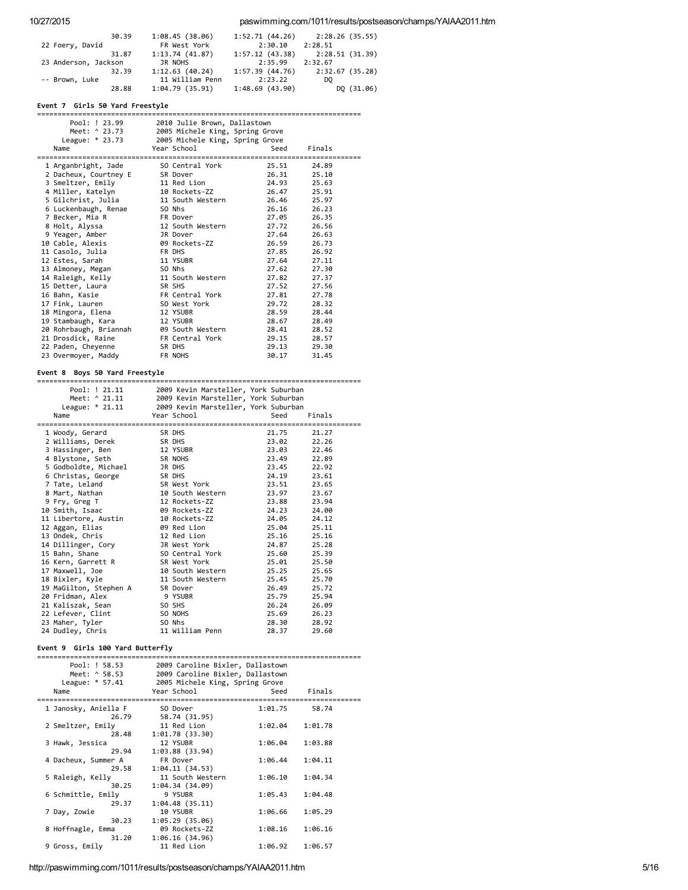```
               30.39     1:08.45 (38.06)     1:52.71 (44.26)     2:28.26 (35.55)
 22 Foery, David            FR West York            2:30.10    2:28.51
               31.87     1:13.74 (41.87)     1:57.12 (43.38)     2:28.51 (31.39)
 23 Anderson, Jackson       JR NOHS                 2:35.99    2:32.67
               32.39     1:12.63 (40.24)     1:57.39 (44.76)     2:32.67 (35.28)
 -- Brown, Luke             11 William Penn         2:23.22         DQ
               28.88     1:04.79 (35.91)     1:48.69 (43.90)          DQ (31.06)
```

### Event 7 Girls 50 Yard Freestyle

```
===============================================================================
       Pool: ! 23.99       2010 Julie Brown, Dallastown
       Meet: ^ 23.73       2005 Michele King, Spring Grove
     League: * 23.73       2005 Michele King, Spring Grove
    Name                  Year School                 Seed     Finals
===============================================================================
  1 Arganbright, Jade       SO Central York          25.51      24.89
  2 Dacheux, Courtney E     SR Dover                 26.31      25.10
  3 Smeltzer, Emily         11 Red Lion              24.93      25.63
  4 Miller, Katelyn         10 Rockets-ZZ            26.47      25.91
  5 Gilchrist, Julia        11 South Western         26.46      25.97
  6 Luckenbaugh, Renae      SO Nhs                   26.16      26.23
  7 Becker, Mia R           FR Dover                 27.05      26.35
  8 Holt, Alyssa            12 South Western         27.72      26.56
  9 Yeager, Amber           JR Dover                 27.64      26.63
 10 Cable, Alexis           09 Rockets-ZZ            26.59      26.73
 11 Casolo, Julia           FR DHS                   27.85      26.92
 12 Estes, Sarah            11 YSUBR                 27.64      27.11
 13 Almoney, Megan          SO Nhs                   27.62      27.30
 14 Raleigh, Kelly          11 South Western         27.82      27.37
 15 Detter, Laura           SR SHS                   27.52      27.56
 16 Bahn, Kasie             FR Central York          27.81      27.78
 17 Fink, Lauren            SO West York             29.72      28.32
 18 Mingora, Elena          12 YSUBR                 28.59      28.44
 19 Stambaugh, Kara         12 YSUBR                 28.67      28.49
 20 Rohrbaugh, Briannah     09 South Western         28.41      28.52
 21 Drosdick, Raine         FR Central York          29.15      28.57
 22 Paden, Cheyenne         SR DHS                   29.13      29.30
 23 Overmoyer, Maddy        FR NOHS                  30.17      31.45
```

### Event 8 Boys 50 Yard Freestyle

```
===============================================================================
       Pool: ! 21.11       2009 Kevin Marsteller, York Suburban
       Meet: ^ 21.11       2009 Kevin Marsteller, York Suburban
     League: * 21.11       2009 Kevin Marsteller, York Suburban
    Name                  Year School                 Seed     Finals
===============================================================================
  1 Woody, Gerard           SR DHS                   21.75      21.27
  2 Williams, Derek         SR DHS                   23.02      22.26
  3 Hassinger, Ben          12 YSUBR                 23.03      22.46
  4 Blystone, Seth          SR NOHS                  23.49      22.89
  5 Godboldte, Michael      JR DHS                   23.45      22.92
  6 Christas, George        SR DHS                   24.19      23.61
  7 Tate, Leland            SR West York             23.51      23.65
  8 Mart, Nathan            10 South Western         23.97      23.67
  9 Fry, Greg T             12 Rockets-ZZ            23.88      23.94
 10 Smith, Isaac            09 Rockets-ZZ            24.23      24.00
 11 Libertore, Austin       10 Rockets-ZZ            24.05      24.12
 12 Aggan, Elias            09 Red Lion              25.04      25.11
 13 Ondek, Chris            12 Red Lion              25.16      25.16
 14 Dillinger, Cory         JR West York             24.87      25.28
 15 Bahn, Shane             SO Central York          25.60      25.39
 16 Kern, Garrett R         SR West York             25.01      25.50
 17 Maxwell, Joe            10 South Western         25.25      25.65
 18 Bixler, Kyle            11 South Western         25.45      25.70
 19 MaGilton, Stephen A     SR Dover                 26.49      25.72
 20 Fridman, Alex            9 YSUBR                 25.79      25.94
 21 Kaliszak, Sean          SO SHS                   26.24      26.09
 22 Lefever, Clint          SO NOHS                  25.69      26.23
 23 Maher, Tyler            SO Nhs                   28.30      28.92
 24 Dudley, Chris           11 William Penn          28.37      29.60
```

### Event 9 Girls 100 Yard Butterfly

```
===============================================================================
       Pool: ! 58.53       2009 Caroline Bixler, Dallastown
       Meet: ^ 58.53       2009 Caroline Bixler, Dallastown
     League: * 57.41       2005 Michele King, Spring Grove
    Name                  Year School                 Seed     Finals
===============================================================================
  1 Janosky, Aniella F      SO Dover               1:01.75      58.74
               26.79       58.74 (31.95)
  2 Smeltzer, Emily         11 Red Lion            1:02.04    1:01.78
               28.48     1:01.78 (33.30)
  3 Hawk, Jessica           12 YSUBR               1:06.04    1:03.88
               29.94     1:03.88 (33.94)
  4 Dacheux, Summer A       FR Dover               1:06.44    1:04.11
               29.58     1:04.11 (34.53)
  5 Raleigh, Kelly          11 South Western       1:06.10    1:04.34
               30.25     1:04.34 (34.09)
  6 Schmittle, Emily         9 YSUBR               1:05.43    1:04.48
               29.37     1:04.48 (35.11)
  7 Day, Zowie              10 YSUBR               1:06.66    1:05.29
               30.23     1:05.29 (35.06)
  8 Hoffnagle, Emma         09 Rockets-ZZ          1:08.16    1:06.16
               31.20     1:06.16 (34.96)
  9 Gross, Emily            11 Red Lion            1:06.92    1:06.57
```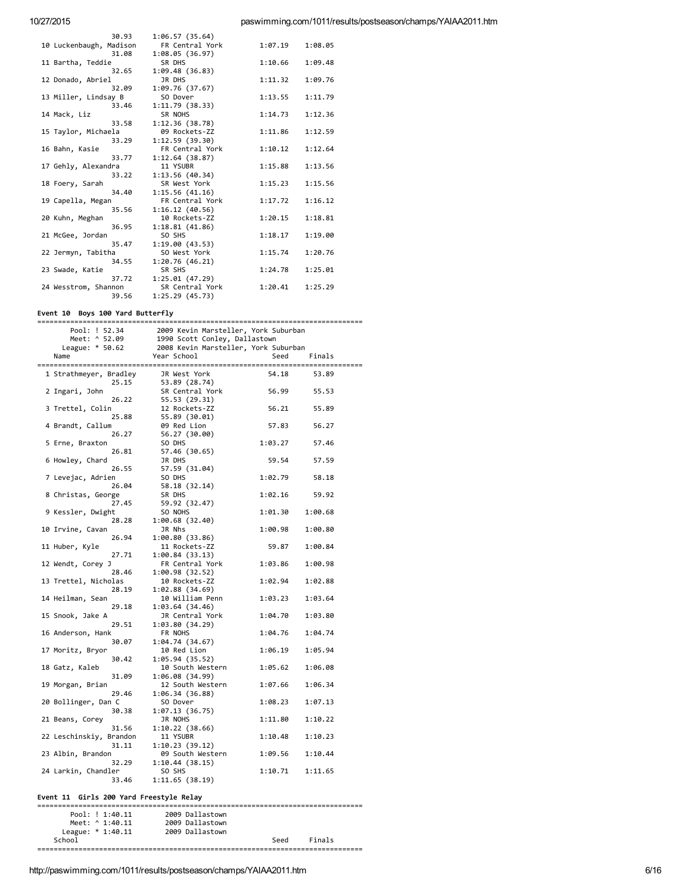| | Name | Year School | Seed | Finals |
|---|---|---|---|---|
| | | 30.93 1:06.57 (35.64) | | |
| 10 | Luckenbaugh, Madison | FR Central York | 1:07.19 | 1:08.05 |
| | | 31.08 1:08.05 (36.97) | | |
| 11 | Bartha, Teddie | SR DHS | 1:10.66 | 1:09.48 |
| | | 32.65 1:09.48 (36.83) | | |
| 12 | Donado, Abriel | JR DHS | 1:11.32 | 1:09.76 |
| | | 32.09 1:09.76 (37.67) | | |
| 13 | Miller, Lindsay B | SO Dover | 1:13.55 | 1:11.79 |
| | | 33.46 1:11.79 (38.33) | | |
| 14 | Mack, Liz | SR NOHS | 1:14.73 | 1:12.36 |
| | | 33.58 1:12.36 (38.78) | | |
| 15 | Taylor, Michaela | 09 Rockets-ZZ | 1:11.86 | 1:12.59 |
| | | 33.29 1:12.59 (39.30) | | |
| 16 | Bahn, Kasie | FR Central York | 1:10.12 | 1:12.64 |
| | | 33.77 1:12.64 (38.87) | | |
| 17 | Gehly, Alexandra | 11 YSUBR | 1:15.88 | 1:13.56 |
| | | 33.22 1:13.56 (40.34) | | |
| 18 | Foery, Sarah | SR West York | 1:15.23 | 1:15.56 |
| | | 34.40 1:15.56 (41.16) | | |
| 19 | Capella, Megan | FR Central York | 1:17.72 | 1:16.12 |
| | | 35.56 1:16.12 (40.56) | | |
| 20 | Kuhn, Meghan | 10 Rockets-ZZ | 1:20.15 | 1:18.81 |
| | | 36.95 1:18.81 (41.86) | | |
| 21 | McGee, Jordan | SO SHS | 1:18.17 | 1:19.00 |
| | | 35.47 1:19.00 (43.53) | | |
| 22 | Jermyn, Tabitha | SO West York | 1:15.74 | 1:20.76 |
| | | 34.55 1:20.76 (46.21) | | |
| 23 | Swade, Katie | SR SHS | 1:24.78 | 1:25.01 |
| | | 37.72 1:25.01 (47.29) | | |
| 24 | Wesstrom, Shannon | SR Central York | 1:20.41 | 1:25.29 |
| | | 39.56 1:25.29 (45.73) | | |

**Event 10 Boys 100 Yard Butterfly**

Pool: ! 52.34 — 2009 Kevin Marsteller, York Suburban
Meet: ^ 52.09 — 1990 Scott Conley, Dallastown
League: * 50.62 — 2008 Kevin Marsteller, York Suburban

| | Name | Year School | Seed | Finals |
|---|---|---|---|---|
| 1 | Strathmeyer, Bradley | JR West York | 54.18 | 53.89 |
| | | 25.15 53.89 (28.74) | | |
| 2 | Ingari, John | SR Central York | 56.99 | 55.53 |
| | | 26.22 55.53 (29.31) | | |
| 3 | Trettel, Colin | 12 Rockets-ZZ | 56.21 | 55.89 |
| | | 25.88 55.89 (30.01) | | |
| 4 | Brandt, Callum | 09 Red Lion | 57.83 | 56.27 |
| | | 26.27 56.27 (30.00) | | |
| 5 | Erne, Braxton | SO DHS | 1:03.27 | 57.46 |
| | | 26.81 57.46 (30.65) | | |
| 6 | Howley, Chard | JR DHS | 59.54 | 57.59 |
| | | 26.55 57.59 (31.04) | | |
| 7 | Levejac, Adrien | SO DHS | 1:02.79 | 58.18 |
| | | 26.04 58.18 (32.14) | | |
| 8 | Christas, George | SR DHS | 1:02.16 | 59.92 |
| | | 27.45 59.92 (32.47) | | |
| 9 | Kessler, Dwight | SO NOHS | 1:01.30 | 1:00.68 |
| | | 28.28 1:00.68 (32.40) | | |
| 10 | Irvine, Cavan | JR Nhs | 1:00.98 | 1:00.80 |
| | | 26.94 1:00.80 (33.86) | | |
| 11 | Huber, Kyle | 11 Rockets-ZZ | 59.87 | 1:00.84 |
| | | 27.71 1:00.84 (33.13) | | |
| 12 | Wendt, Corey J | FR Central York | 1:03.86 | 1:00.98 |
| | | 28.46 1:00.98 (32.52) | | |
| 13 | Trettel, Nicholas | 10 Rockets-ZZ | 1:02.94 | 1:02.88 |
| | | 28.19 1:02.88 (34.69) | | |
| 14 | Heilman, Sean | 10 William Penn | 1:03.23 | 1:03.64 |
| | | 29.18 1:03.64 (34.46) | | |
| 15 | Snook, Jake A | JR Central York | 1:04.70 | 1:03.80 |
| | | 29.51 1:03.80 (34.29) | | |
| 16 | Anderson, Hank | FR NOHS | 1:04.76 | 1:04.74 |
| | | 30.07 1:04.74 (34.67) | | |
| 17 | Moritz, Bryor | 10 Red Lion | 1:06.19 | 1:05.94 |
| | | 30.42 1:05.94 (35.52) | | |
| 18 | Gatz, Kaleb | 10 South Western | 1:05.62 | 1:06.08 |
| | | 31.09 1:06.08 (34.99) | | |
| 19 | Morgan, Brian | 12 South Western | 1:07.66 | 1:06.34 |
| | | 29.46 1:06.34 (36.88) | | |
| 20 | Bollinger, Dan C | SO Dover | 1:08.23 | 1:07.13 |
| | | 30.38 1:07.13 (36.75) | | |
| 21 | Beans, Corey | JR NOHS | 1:11.80 | 1:10.22 |
| | | 31.56 1:10.22 (38.66) | | |
| 22 | Leschinskiy, Brandon | 11 YSUBR | 1:10.48 | 1:10.23 |
| | | 31.11 1:10.23 (39.12) | | |
| 23 | Albin, Brandon | 09 South Western | 1:09.56 | 1:10.44 |
| | | 32.29 1:10.44 (38.15) | | |
| 24 | Larkin, Chandler | SO SHS | 1:10.71 | 1:11.65 |
| | | 33.46 1:11.65 (38.19) | | |

**Event 11 Girls 200 Yard Freestyle Relay**

Pool: ! 1:40.11 — 2009 Dallastown
Meet: ^ 1:40.11 — 2009 Dallastown
League: * 1:40.11 — 2009 Dallastown

| School | Seed | Finals |
|---|---|---|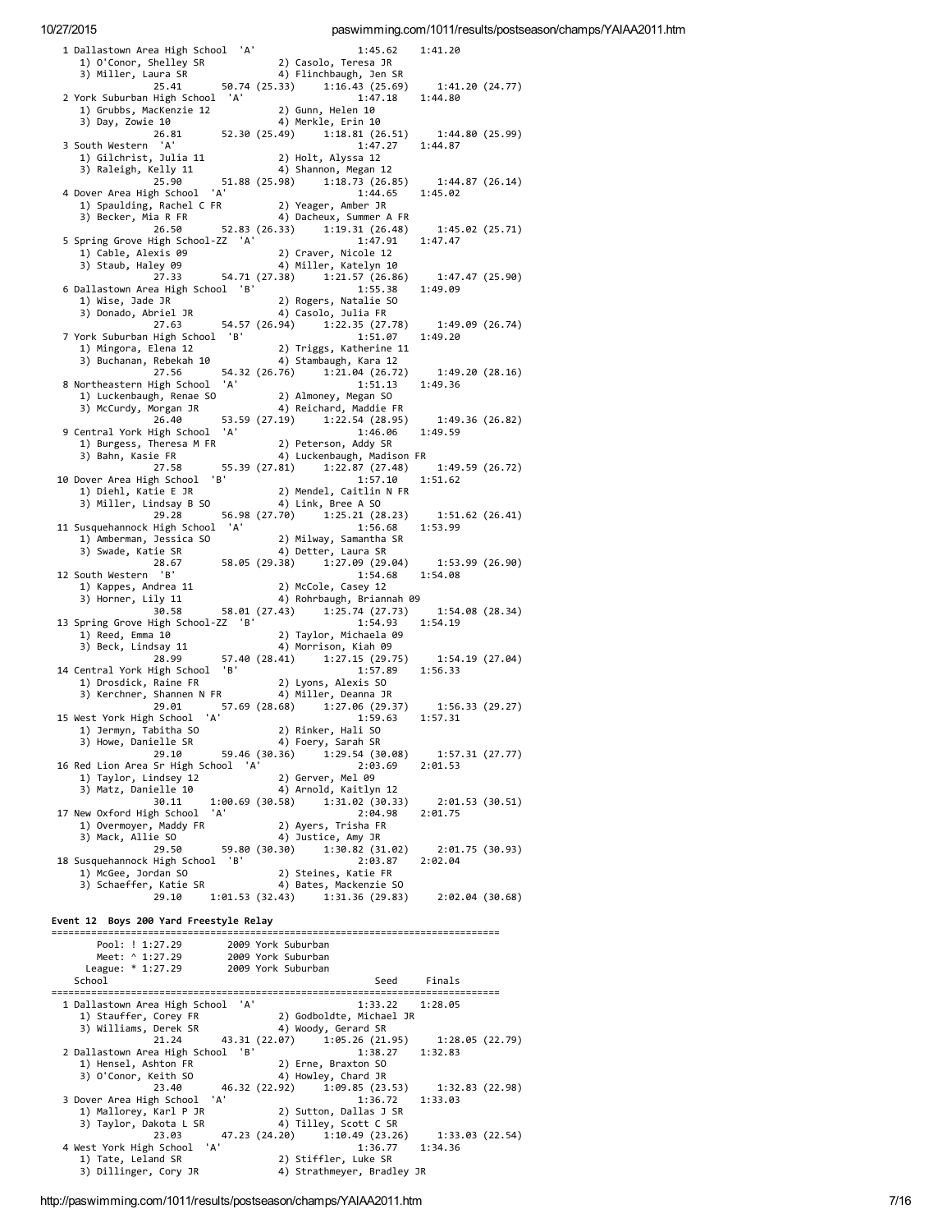```
 1 Dallastown Area High School  'A'                1:45.62    1:41.20  
    1) O'Conor, Shelley SR            2) Casolo, Teresa JR             
    3) Miller, Laura SR               4) Flinchbaugh, Jen SR           
              25.41      50.74 (25.33)     1:16.43 (25.69)     1:41.20 (24.77)
 2 York Suburban High School  'A'                  1:47.18    1:44.80  
    1) Grubbs, MacKenzie 12           2) Gunn, Helen 10                
    3) Day, Zowie 10                  4) Merkle, Erin 10               
              26.81      52.30 (25.49)     1:18.81 (26.51)     1:44.80 (25.99)
 3 South Western  'A'                              1:47.27    1:44.87  
    1) Gilchrist, Julia 11            2) Holt, Alyssa 12               
    3) Raleigh, Kelly 11              4) Shannon, Megan 12             
              25.90      51.88 (25.98)     1:18.73 (26.85)     1:44.87 (26.14)
 4 Dover Area High School  'A'                     1:44.65    1:45.02  
    1) Spaulding, Rachel C FR         2) Yeager, Amber JR              
    3) Becker, Mia R FR               4) Dacheux, Summer A FR          
              26.50      52.83 (26.33)     1:19.31 (26.48)     1:45.02 (25.71)
 5 Spring Grove High School-ZZ  'A'                1:47.91    1:47.47  
    1) Cable, Alexis 09               2) Craver, Nicole 12             
    3) Staub, Haley 09                4) Miller, Katelyn 10            
              27.33      54.71 (27.38)     1:21.57 (26.86)     1:47.47 (25.90)
 6 Dallastown Area High School  'B'                1:55.38    1:49.09  
    1) Wise, Jade JR                  2) Rogers, Natalie SO            
    3) Donado, Abriel JR              4) Casolo, Julia FR              
              27.63      54.57 (26.94)     1:22.35 (27.78)     1:49.09 (26.74)
 7 York Suburban High School  'B'                  1:51.07    1:49.20  
    1) Mingora, Elena 12              2) Triggs, Katherine 11          
    3) Buchanan, Rebekah 10           4) Stambaugh, Kara 12            
              27.56      54.32 (26.76)     1:21.04 (26.72)     1:49.20 (28.16)
 8 Northeastern High School  'A'                   1:51.13    1:49.36  
    1) Luckenbaugh, Renae SO          2) Almoney, Megan SO             
    3) McCurdy, Morgan JR             4) Reichard, Maddie FR           
              26.40      53.59 (27.19)     1:22.54 (28.95)     1:49.36 (26.82)
 9 Central York High School  'A'                   1:46.06    1:49.59  
    1) Burgess, Theresa M FR          2) Peterson, Addy SR             
    3) Bahn, Kasie FR                 4) Luckenbaugh, Madison FR       
              27.58      55.39 (27.81)     1:22.87 (27.48)     1:49.59 (26.72)
10 Dover Area High School  'B'                     1:57.10    1:51.62  
    1) Diehl, Katie E JR              2) Mendel, Caitlin N FR          
    3) Miller, Lindsay B SO           4) Link, Bree A SO               
              29.28      56.98 (27.70)     1:25.21 (28.23)     1:51.62 (26.41)
11 Susquehannock High School  'A'                  1:56.68    1:53.99  
    1) Amberman, Jessica SO           2) Milway, Samantha SR           
    3) Swade, Katie SR                4) Detter, Laura SR              
              28.67      58.05 (29.38)     1:27.09 (29.04)     1:53.99 (26.90)
12 South Western  'B'                              1:54.68    1:54.08  
    1) Kappes, Andrea 11              2) McCole, Casey 12              
    3) Horner, Lily 11                4) Rohrbaugh, Briannah 09        
              30.58      58.01 (27.43)     1:25.74 (27.73)     1:54.08 (28.34)
13 Spring Grove High School-ZZ  'B'                1:54.93    1:54.19  
    1) Reed, Emma 10                  2) Taylor, Michaela 09           
    3) Beck, Lindsay 11               4) Morrison, Kiah 09             
              28.99      57.40 (28.41)     1:27.15 (29.75)     1:54.19 (27.04)
14 Central York High School  'B'                   1:57.89    1:56.33  
    1) Drosdick, Raine FR             2) Lyons, Alexis SO              
    3) Kerchner, Shannen N FR         4) Miller, Deanna JR             
              29.01      57.69 (28.68)     1:27.06 (29.37)     1:56.33 (29.27)
15 West York High School  'A'                      1:59.63    1:57.31  
    1) Jermyn, Tabitha SO             2) Rinker, Hali SO               
    3) Howe, Danielle SR              4) Foery, Sarah SR               
              29.10      59.46 (30.36)     1:29.54 (30.08)     1:57.31 (27.77)
16 Red Lion Area Sr High School  'A'               2:03.69    2:01.53  
    1) Taylor, Lindsey 12             2) Gerver, Mel 09                
    3) Matz, Danielle 10              4) Arnold, Kaitlyn 12            
              30.11    1:00.69 (30.58)     1:31.02 (30.33)     2:01.53 (30.51)
17 New Oxford High School  'A'                     2:04.98    2:01.75  
    1) Overmoyer, Maddy FR            2) Ayers, Trisha FR              
    3) Mack, Allie SO                 4) Justice, Amy JR               
              29.50      59.80 (30.30)     1:30.82 (31.02)     2:01.75 (30.93)
18 Susquehannock High School  'B'                  2:03.87    2:02.04  
    1) McGee, Jordan SO               2) Steines, Katie FR             
    3) Schaeffer, Katie SR            4) Bates, Mackenzie SO           
              29.10    1:01.53 (32.43)     1:31.36 (29.83)     2:02.04 (30.68)
```

**Event 12  Boys 200 Yard Freestyle Relay**

```
===============================================================================
       Pool: ! 1:27.29        2009 York Suburban                                
       Meet: ^ 1:27.29        2009 York Suburban                                
     League: * 1:27.29        2009 York Suburban                                
    School                                            Seed     Finals  
===============================================================================
  1 Dallastown Area High School  'A'                1:33.22    1:28.05  
     1) Stauffer, Corey FR             2) Godboldte, Michael JR         
     3) Williams, Derek SR             4) Woody, Gerard SR              
               21.24      43.31 (22.07)     1:05.26 (21.95)     1:28.05 (22.79)
  2 Dallastown Area High School  'B'                1:38.27    1:32.83  
     1) Hensel, Ashton FR              2) Erne, Braxton SO              
     3) O'Conor, Keith SO              4) Howley, Chard JR              
               23.40      46.32 (22.92)     1:09.85 (23.53)     1:32.83 (22.98)
  3 Dover Area High School  'A'                     1:36.72    1:33.03  
     1) Mallorey, Karl P JR            2) Sutton, Dallas J SR           
     3) Taylor, Dakota L SR            4) Tilley, Scott C SR            
               23.03      47.23 (24.20)     1:10.49 (23.26)     1:33.03 (22.54)
  4 West York High School  'A'                      1:36.77    1:34.36  
     1) Tate, Leland SR                2) Stiffler, Luke SR             
     3) Dillinger, Cory JR             4) Strathmeyer, Bradley JR       
```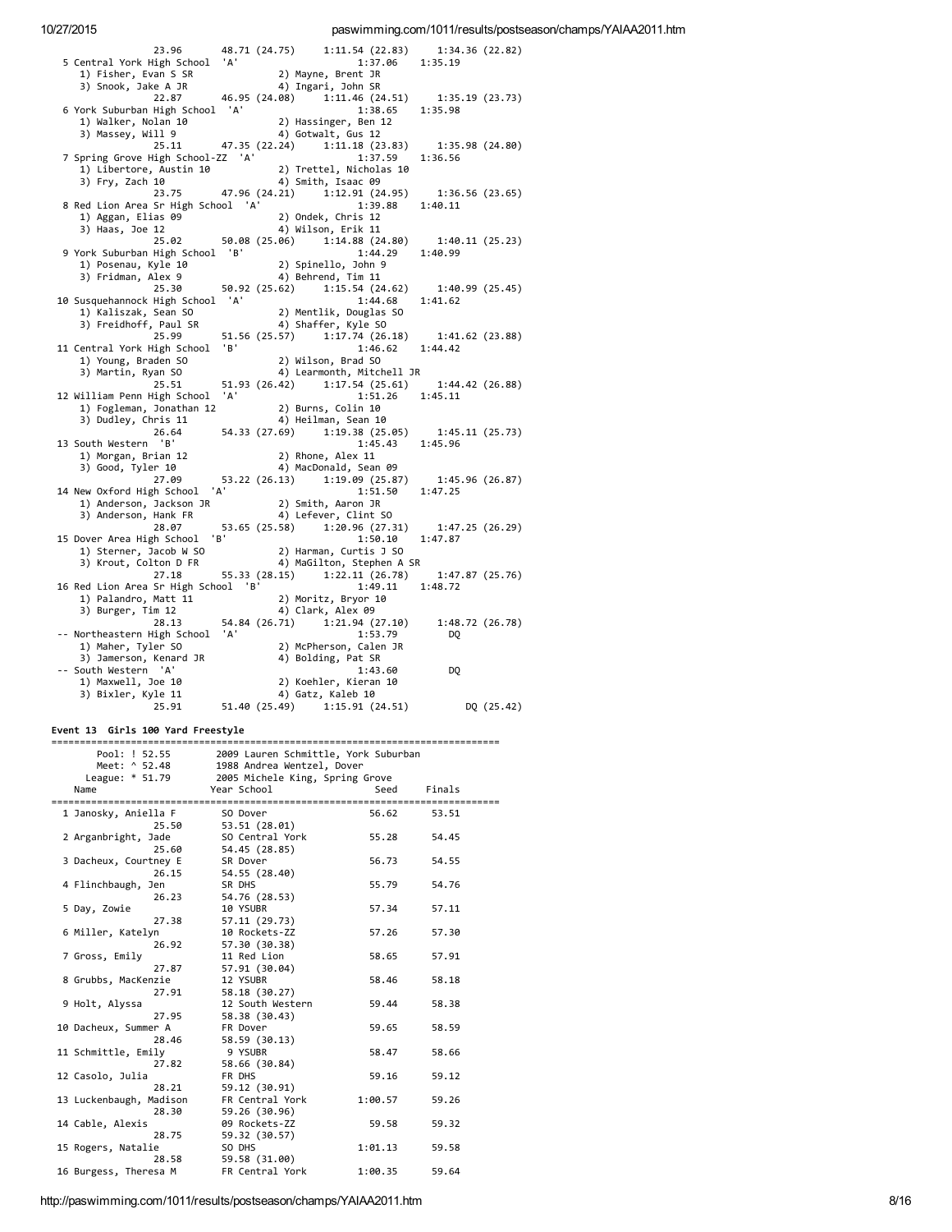```
               23.96      48.71 (24.75)     1:11.54 (22.83)     1:34.36 (22.82)
  5 Central York High School  'A'                      1:37.06    1:35.19
     1) Fisher, Evan S SR              2) Mayne, Brent JR
     3) Snook, Jake A JR               4) Ingari, John SR
               22.87      46.95 (24.08)     1:11.46 (24.51)     1:35.19 (23.73)
  6 York Suburban High School  'A'                     1:38.65    1:35.98
     1) Walker, Nolan 10               2) Hassinger, Ben 12
     3) Massey, Will 9                 4) Gotwalt, Gus 12
               25.11      47.35 (22.24)     1:11.18 (23.83)     1:35.98 (24.80)
  7 Spring Grove High School-ZZ  'A'                   1:37.59    1:36.56
     1) Libertore, Austin 10           2) Trettel, Nicholas 10
     3) Fry, Zach 10                   4) Smith, Isaac 09
               23.75      47.96 (24.21)     1:12.91 (24.95)     1:36.56 (23.65)
  8 Red Lion Area Sr High School  'A'                  1:39.88    1:40.11
     1) Aggan, Elias 09                2) Ondek, Chris 12
     3) Haas, Joe 12                   4) Wilson, Erik 11
               25.02      50.08 (25.06)     1:14.88 (24.80)     1:40.11 (25.23)
  9 York Suburban High School  'B'                     1:44.29    1:40.99
     1) Posenau, Kyle 10               2) Spinello, John 9
     3) Fridman, Alex 9                4) Behrend, Tim 11
               25.30      50.92 (25.62)     1:15.54 (24.62)     1:40.99 (25.45)
 10 Susquehannock High School  'A'                     1:44.68    1:41.62
     1) Kaliszak, Sean SO              2) Mentlik, Douglas SO
     3) Freidhoff, Paul SR             4) Shaffer, Kyle SO
               25.99      51.56 (25.57)     1:17.74 (26.18)     1:41.62 (23.88)
 11 Central York High School  'B'                      1:46.62    1:44.42
     1) Young, Braden SO               2) Wilson, Brad SO
     3) Martin, Ryan SO                4) Learmonth, Mitchell JR
               25.51      51.93 (26.42)     1:17.54 (25.61)     1:44.42 (26.88)
 12 William Penn High School  'A'                      1:51.26    1:45.11
     1) Fogleman, Jonathan 12          2) Burns, Colin 10
     3) Dudley, Chris 11               4) Heilman, Sean 10
               26.64      54.33 (27.69)     1:19.38 (25.05)     1:45.11 (25.73)
 13 South Western  'B'                                 1:45.43    1:45.96
     1) Morgan, Brian 12               2) Rhone, Alex 11
     3) Good, Tyler 10                 4) MacDonald, Sean 09
               27.09      53.22 (26.13)     1:19.09 (25.87)     1:45.96 (26.87)
 14 New Oxford High School  'A'                        1:51.50    1:47.25
     1) Anderson, Jackson JR           2) Smith, Aaron JR
     3) Anderson, Hank FR              4) Lefever, Clint SO
               28.07      53.65 (25.58)     1:20.96 (27.31)     1:47.25 (26.29)
 15 Dover Area High School  'B'                        1:50.10    1:47.87
     1) Sterner, Jacob W SO            2) Harman, Curtis J SO
     3) Krout, Colton D FR             4) MaGilton, Stephen A SR
               27.18      55.33 (28.15)     1:22.11 (26.78)     1:47.87 (25.76)
 16 Red Lion Area Sr High School  'B'                  1:49.11    1:48.72
     1) Palandro, Matt 11              2) Moritz, Bryor 10
     3) Burger, Tim 12                 4) Clark, Alex 09
               28.13      54.84 (26.71)     1:21.94 (27.10)     1:48.72 (26.78)
 -- Northeastern High School  'A'                      1:53.79         DQ
     1) Maher, Tyler SO                2) McPherson, Calen JR
     3) Jamerson, Kenard JR            4) Bolding, Pat SR
 -- South Western  'A'                                 1:43.60         DQ
     1) Maxwell, Joe 10                2) Koehler, Kieran 10
     3) Bixler, Kyle 11                4) Gatz, Kaleb 10
               25.91      51.40 (25.49)     1:15.91 (24.51)          DQ (25.42)
```

### Event 13  Girls 100 Yard Freestyle

```
===============================================================================
       Pool: ! 52.55        2009 Lauren Schmittle, York Suburban
       Meet: ^ 52.48        1988 Andrea Wentzel, Dover
     League: * 51.79        2005 Michele King, Spring Grove
    Name                  Year School                Seed     Finals
===============================================================================
  1 Janosky, Aniella F       SO Dover                56.62      53.51
               25.50      53.51 (28.01)
  2 Arganbright, Jade        SO Central York         55.28      54.45
               25.60      54.45 (28.85)
  3 Dacheux, Courtney E      SR Dover                56.73      54.55
               26.15      54.55 (28.40)
  4 Flinchbaugh, Jen         SR DHS                  55.79      54.76
               26.23      54.76 (28.53)
  5 Day, Zowie               10 YSUBR                57.34      57.11
               27.38      57.11 (29.73)
  6 Miller, Katelyn          10 Rockets-ZZ           57.26      57.30
               26.92      57.30 (30.38)
  7 Gross, Emily             11 Red Lion             58.65      57.91
               27.87      57.91 (30.04)
  8 Grubbs, MacKenzie        12 YSUBR                58.46      58.18
               27.91      58.18 (30.27)
  9 Holt, Alyssa             12 South Western        59.44      58.38
               27.95      58.38 (30.43)
 10 Dacheux, Summer A        FR Dover                59.65      58.59
               28.46      58.59 (30.13)
 11 Schmittle, Emily          9 YSUBR                58.47      58.66
               27.82      58.66 (30.84)
 12 Casolo, Julia            FR DHS                  59.16      59.12
               28.21      59.12 (30.91)
 13 Luckenbaugh, Madison     FR Central York       1:00.57      59.26
               28.30      59.26 (30.96)
 14 Cable, Alexis            09 Rockets-ZZ           59.58      59.32
               28.75      59.32 (30.57)
 15 Rogers, Natalie          SO DHS                1:01.13      59.58
               28.58      59.58 (31.00)
 16 Burgess, Theresa M       FR Central York       1:00.35      59.64
```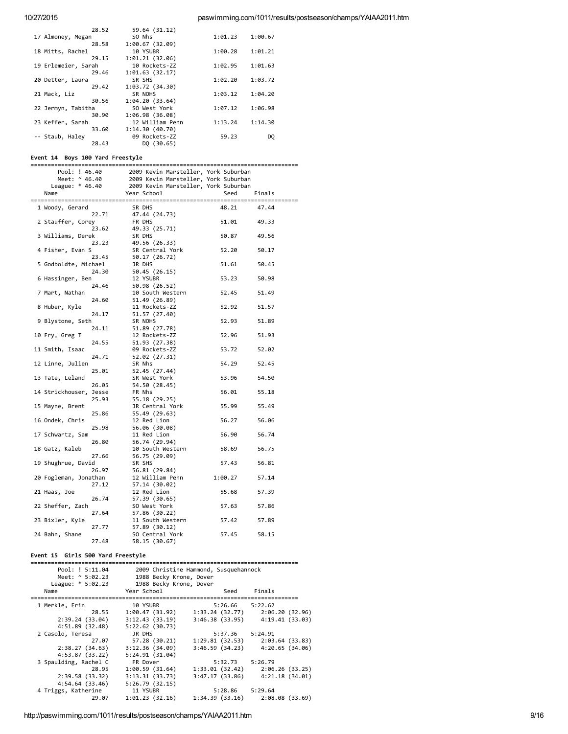```
                 28.52      59.64 (31.12)
 17 Almoney, Megan           SO Nhs                 1:01.23    1:00.67
                 28.58    1:00.67 (32.09)
 18 Mitts, Rachel            10 YSUBR               1:00.28    1:01.21
                 29.15    1:01.21 (32.06)
 19 Erlemeier, Sarah         10 Rockets-ZZ          1:02.95    1:01.63
                 29.46    1:01.63 (32.17)
 20 Detter, Laura            SR SHS                 1:02.20    1:03.72
                 29.42    1:03.72 (34.30)
 21 Mack, Liz                SR NOHS                1:03.12    1:04.20
                 30.56    1:04.20 (33.64)
 22 Jermyn, Tabitha          SO West York           1:07.12    1:06.98
                 30.90    1:06.98 (36.08)
 23 Keffer, Sarah            12 William Penn        1:13.24    1:14.30
                 33.60    1:14.30 (40.70)
 -- Staub, Haley             09 Rockets-ZZ            59.23         DQ
                 28.43         DQ (30.65)
```

**Event 14  Boys 100 Yard Freestyle**

```
===============================================================================
       Pool: ! 46.40        2009 Kevin Marsteller, York Suburban
       Meet: ^ 46.40        2009 Kevin Marsteller, York Suburban
     League: * 46.40        2009 Kevin Marsteller, York Suburban
    Name                    Year School               Seed     Finals
===============================================================================
  1 Woody, Gerard            SR DHS                   48.21      47.44
                 22.71      47.44 (24.73)
  2 Stauffer, Corey          FR DHS                   51.01      49.33
                 23.62      49.33 (25.71)
  3 Williams, Derek          SR DHS                   50.87      49.56
                 23.23      49.56 (26.33)
  4 Fisher, Evan S           SR Central York          52.20      50.17
                 23.45      50.17 (26.72)
  5 Godboldte, Michael       JR DHS                   51.61      50.45
                 24.30      50.45 (26.15)
  6 Hassinger, Ben           12 YSUBR                 53.23      50.98
                 24.46      50.98 (26.52)
  7 Mart, Nathan             10 South Western         52.45      51.49
                 24.60      51.49 (26.89)
  8 Huber, Kyle              11 Rockets-ZZ            52.92      51.57
                 24.17      51.57 (27.40)
  9 Blystone, Seth           SR NOHS                  52.93      51.89
                 24.11      51.89 (27.78)
 10 Fry, Greg T              12 Rockets-ZZ            52.96      51.93
                 24.55      51.93 (27.38)
 11 Smith, Isaac             09 Rockets-ZZ            53.72      52.02
                 24.71      52.02 (27.31)
 12 Linne, Julien            SR Nhs                   54.29      52.45
                 25.01      52.45 (27.44)
 13 Tate, Leland             SR West York             53.96      54.50
                 26.05      54.50 (28.45)
 14 Strickhouser, Jesse      FR Nhs                   56.01      55.18
                 25.93      55.18 (29.25)
 15 Mayne, Brent             JR Central York          55.99      55.49
                 25.86      55.49 (29.63)
 16 Ondek, Chris             12 Red Lion              56.27      56.06
                 25.98      56.06 (30.08)
 17 Schwartz, Sam            11 Red Lion              56.90      56.74
                 26.80      56.74 (29.94)
 18 Gatz, Kaleb              10 South Western         58.69      56.75
                 27.66      56.75 (29.09)
 19 Shughrue, David          SR SHS                   57.43      56.81
                 26.97      56.81 (29.84)
 20 Fogleman, Jonathan       12 William Penn        1:00.27      57.14
                 27.12      57.14 (30.02)
 21 Haas, Joe                12 Red Lion              55.68      57.39
                 26.74      57.39 (30.65)
 22 Sheffer, Zach            SO West York             57.63      57.86
                 27.64      57.86 (30.22)
 23 Bixler, Kyle             11 South Western         57.42      57.89
                 27.77      57.89 (30.12)
 24 Bahn, Shane              SO Central York          57.45      58.15
                 27.48      58.15 (30.67)
```

**Event 15  Girls 500 Yard Freestyle**

```
===============================================================================
       Pool: ! 5:11.04      2009 Christine Hammond, Susquehannock
       Meet: ^ 5:02.23      1988 Becky Krone, Dover
     League: * 5:02.23      1988 Becky Krone, Dover
    Name                    Year School               Seed     Finals
===============================================================================
  1 Merkle, Erin             10 YSUBR               5:26.66    5:22.62
                 28.55    1:00.47 (31.92)    1:33.24 (32.77)    2:06.20 (32.96)
       2:39.24 (33.04)    3:12.43 (33.19)    3:46.38 (33.95)    4:19.41 (33.03)
       4:51.89 (32.48)    5:22.62 (30.73)
  2 Casolo, Teresa           JR DHS                 5:37.36    5:24.91
                 27.07      57.28 (30.21)    1:29.81 (32.53)    2:03.64 (33.83)
       2:38.27 (34.63)    3:12.36 (34.09)    3:46.59 (34.23)    4:20.65 (34.06)
       4:53.87 (33.22)    5:24.91 (31.04)
  3 Spaulding, Rachel C      FR Dover               5:32.73    5:26.79
                 28.95    1:00.59 (31.64)    1:33.01 (32.42)    2:06.26 (33.25)
       2:39.58 (33.32)    3:13.31 (33.73)    3:47.17 (33.86)    4:21.18 (34.01)
       4:54.64 (33.46)    5:26.79 (32.15)
  4 Triggs, Katherine        11 YSUBR               5:28.86    5:29.64
                 29.07    1:01.23 (32.16)    1:34.39 (33.16)    2:08.08 (33.69)
```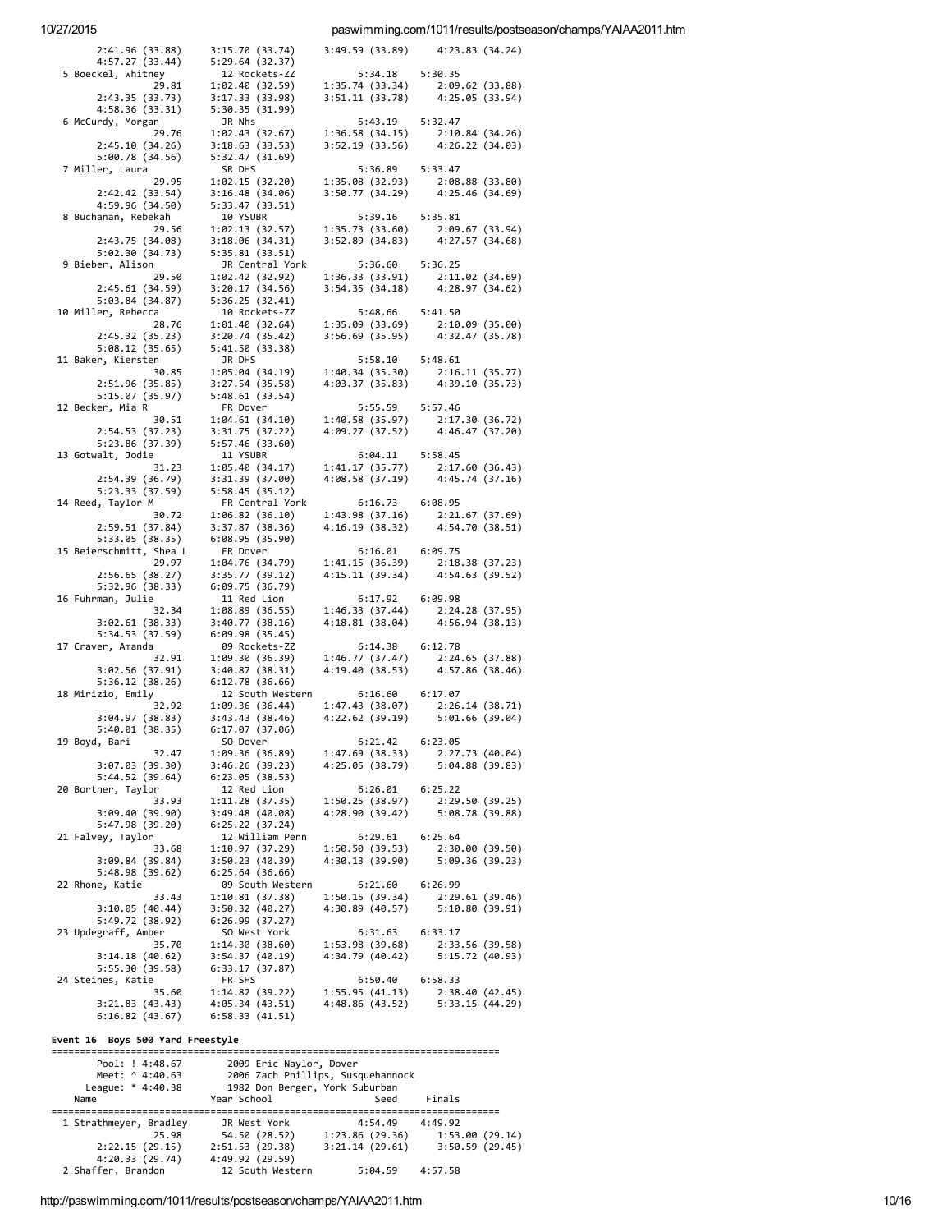```
      2:41.96 (33.88)    3:15.70 (33.74)    3:49.59 (33.89)    4:23.83 (34.24)
      4:57.27 (33.44)    5:29.64 (32.37)
  5 Boeckel, Whitney        12 Rockets-ZZ          5:34.18    5:30.35
                29.81    1:02.40 (32.59)    1:35.74 (33.34)    2:09.62 (33.88)
      2:43.35 (33.73)    3:17.33 (33.98)    3:51.11 (33.78)    4:25.05 (33.94)
      4:58.36 (33.31)    5:30.35 (31.99)
  6 McCurdy, Morgan         JR Nhs                 5:43.19    5:32.47
                29.76    1:02.43 (32.67)    1:36.58 (34.15)    2:10.84 (34.26)
      2:45.10 (34.26)    3:18.63 (33.53)    3:52.19 (33.56)    4:26.22 (34.03)
      5:00.78 (34.56)    5:32.47 (31.69)
  7 Miller, Laura           SR DHS                 5:36.89    5:33.47
                29.95    1:02.15 (32.20)    1:35.08 (32.93)    2:08.88 (33.80)
      2:42.42 (33.54)    3:16.48 (34.06)    3:50.77 (34.29)    4:25.46 (34.69)
      4:59.96 (34.50)    5:33.47 (33.51)
  8 Buchanan, Rebekah       10 YSUBR               5:39.16    5:35.81
                29.56    1:02.13 (32.57)    1:35.73 (33.60)    2:09.67 (33.94)
      2:43.75 (34.08)    3:18.06 (34.31)    3:52.89 (34.83)    4:27.57 (34.68)
      5:02.30 (34.73)    5:35.81 (33.51)
  9 Bieber, Alison          JR Central York        5:36.60    5:36.25
                29.50    1:02.42 (32.92)    1:36.33 (33.91)    2:11.02 (34.69)
      2:45.61 (34.59)    3:20.17 (34.56)    3:54.35 (34.18)    4:28.97 (34.62)
      5:03.84 (34.87)    5:36.25 (32.41)
 10 Miller, Rebecca         10 Rockets-ZZ          5:48.66    5:41.50
                28.76    1:01.40 (32.64)    1:35.09 (33.69)    2:10.09 (35.00)
      2:45.32 (35.23)    3:20.74 (35.42)    3:56.69 (35.95)    4:32.47 (35.78)
      5:08.12 (35.65)    5:41.50 (33.38)
 11 Baker, Kiersten         JR DHS                 5:58.10    5:48.61
                30.85    1:05.04 (34.19)    1:40.34 (35.30)    2:16.11 (35.77)
      2:51.96 (35.85)    3:27.54 (35.58)    4:03.37 (35.83)    4:39.10 (35.73)
      5:15.07 (35.97)    5:48.61 (33.54)
 12 Becker, Mia R           FR Dover               5:55.59    5:57.46
                30.51    1:04.61 (34.10)    1:40.58 (35.97)    2:17.30 (36.72)
      2:54.53 (37.23)    3:31.75 (37.22)    4:09.27 (37.52)    4:46.47 (37.20)
      5:23.86 (37.39)    5:57.46 (33.60)
 13 Gotwalt, Jodie          11 YSUBR               6:04.11    5:58.45
                31.23    1:05.40 (34.17)    1:41.17 (35.77)    2:17.60 (36.43)
      2:54.39 (36.79)    3:31.39 (37.00)    4:08.58 (37.19)    4:45.74 (37.16)
      5:23.33 (37.59)    5:58.45 (35.12)
 14 Reed, Taylor M          FR Central York        6:16.73    6:08.95
                30.72    1:06.82 (36.10)    1:43.98 (37.16)    2:21.67 (37.69)
      2:59.51 (37.84)    3:37.87 (38.36)    4:16.19 (38.32)    4:54.70 (38.51)
      5:33.05 (38.35)    6:08.95 (35.90)
 15 Beierschmitt, Shea L    FR Dover               6:16.01    6:09.75
                29.97    1:04.76 (34.79)    1:41.15 (36.39)    2:18.38 (37.23)
      2:56.65 (38.27)    3:35.77 (39.12)    4:15.11 (39.34)    4:54.63 (39.52)
      5:32.96 (38.33)    6:09.75 (36.79)
 16 Fuhrman, Julie          11 Red Lion            6:17.92    6:09.98
                32.34    1:08.89 (36.55)    1:46.33 (37.44)    2:24.28 (37.95)
      3:02.61 (38.33)    3:40.77 (38.16)    4:18.81 (38.04)    4:56.94 (38.13)
      5:34.53 (37.59)    6:09.98 (35.45)
 17 Craver, Amanda          09 Rockets-ZZ          6:14.38    6:12.78
                32.91    1:09.30 (36.39)    1:46.77 (37.47)    2:24.65 (37.88)
      3:02.56 (37.91)    3:40.87 (38.31)    4:19.40 (38.53)    4:57.86 (38.46)
      5:36.12 (38.26)    6:12.78 (36.66)
 18 Mirizio, Emily          12 South Western       6:16.60    6:17.07
                32.92    1:09.36 (36.44)    1:47.43 (38.07)    2:26.14 (38.71)
      3:04.97 (38.83)    3:43.43 (38.46)    4:22.62 (39.19)    5:01.66 (39.04)
      5:40.01 (38.35)    6:17.07 (37.06)
 19 Boyd, Bari              SO Dover               6:21.42    6:23.05
                32.47    1:09.36 (36.89)    1:47.69 (38.33)    2:27.73 (40.04)
      3:07.03 (39.30)    3:46.26 (39.23)    4:25.05 (38.79)    5:04.88 (39.83)
      5:44.52 (39.64)    6:23.05 (38.53)
 20 Bortner, Taylor         12 Red Lion            6:26.01    6:25.22
                33.93    1:11.28 (37.35)    1:50.25 (38.97)    2:29.50 (39.25)
      3:09.40 (39.90)    3:49.48 (40.08)    4:28.90 (39.42)    5:08.78 (39.88)
      5:47.98 (39.20)    6:25.22 (37.24)
 21 Falvey, Taylor          12 William Penn        6:29.61    6:25.64
                33.68    1:10.97 (37.29)    1:50.50 (39.53)    2:30.00 (39.50)
      3:09.84 (39.84)    3:50.23 (40.39)    4:30.13 (39.90)    5:09.36 (39.23)
      5:48.98 (39.62)    6:25.64 (36.66)
 22 Rhone, Katie            09 South Western       6:21.60    6:26.99
                33.43    1:10.81 (37.38)    1:50.15 (39.34)    2:29.61 (39.46)
      3:10.05 (40.44)    3:50.32 (40.27)    4:30.89 (40.57)    5:10.80 (39.91)
      5:49.72 (38.92)    6:26.99 (37.27)
 23 Updegraff, Amber        SO West York           6:31.63    6:33.17
                35.70    1:14.30 (38.60)    1:53.98 (39.68)    2:33.56 (39.58)
      3:14.18 (40.62)    3:54.37 (40.19)    4:34.79 (40.42)    5:15.72 (40.93)
      5:55.30 (39.58)    6:33.17 (37.87)
 24 Steines, Katie          FR SHS                 6:50.40    6:58.33
                35.60    1:14.82 (39.22)    1:55.95 (41.13)    2:38.40 (42.45)
      3:21.83 (43.43)    4:05.34 (43.51)    4:48.86 (43.52)    5:33.15 (44.29)
      6:16.82 (43.67)    6:58.33 (41.51)
```

**Event 16  Boys 500 Yard Freestyle**

```
===============================================================================
       Pool: ! 4:48.67        2009 Eric Naylor, Dover
       Meet: ^ 4:40.63        2006 Zach Phillips, Susquehannock
     League: * 4:40.38        1982 Don Berger, York Suburban
   Name                    Year School            Seed     Finals
===============================================================================
  1 Strathmeyer, Bradley    JR West York           4:54.49    4:49.92
                25.98      54.50 (28.52)    1:23.86 (29.36)    1:53.00 (29.14)
      2:22.15 (29.15)    2:51.53 (29.38)    3:21.14 (29.61)    3:50.59 (29.45)
      4:20.33 (29.74)    4:49.92 (29.59)
  2 Shaffer, Brandon        12 South Western       5:04.59    4:57.58
```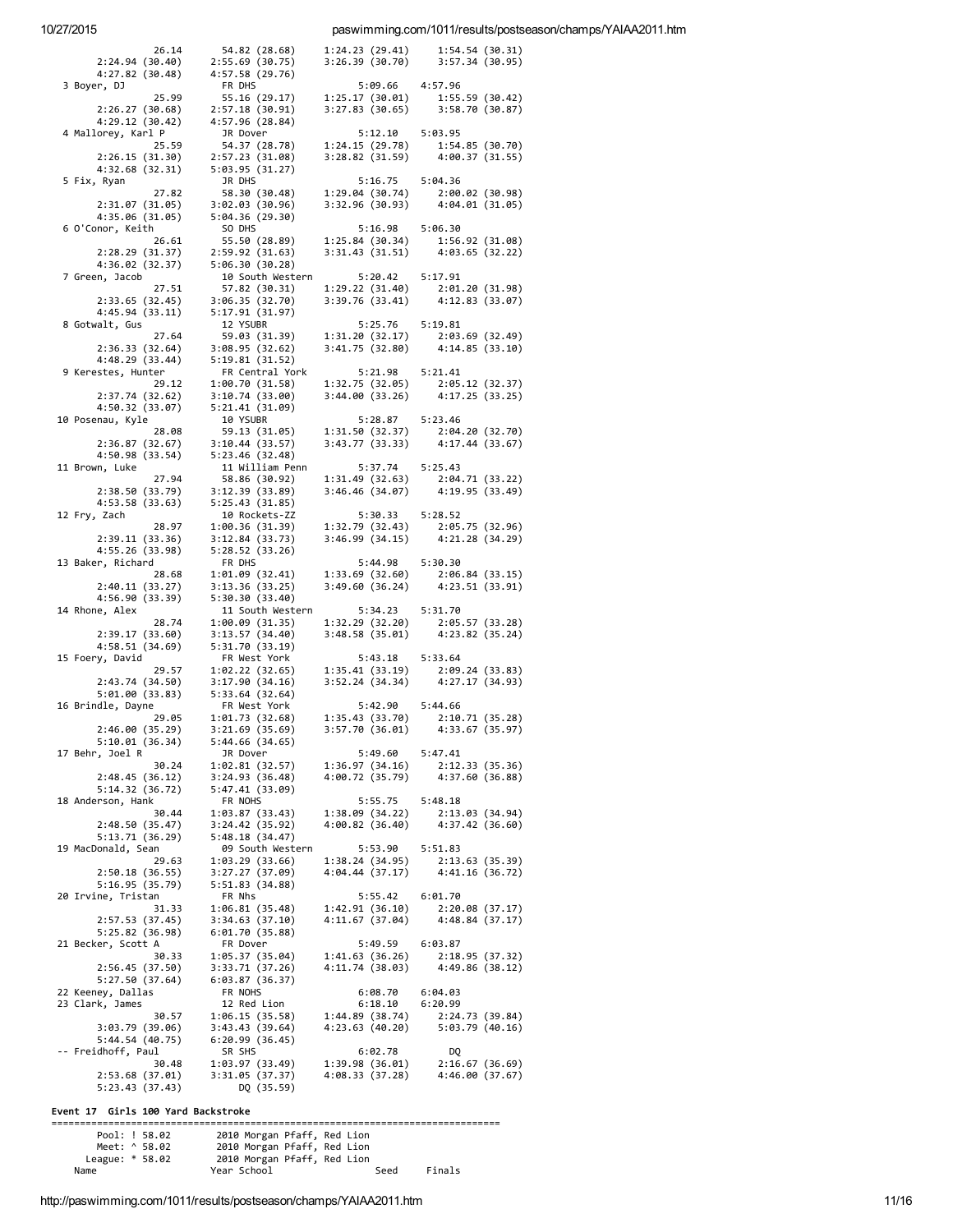```
                26.14      54.82 (28.68)     1:24.23 (29.41)     1:54.54 (30.31)
       2:24.94 (30.40)    2:55.69 (30.75)    3:26.39 (30.70)     3:57.34 (30.95)
       4:27.82 (30.48)    4:57.58 (29.76)
  3 Boyer, DJ              FR DHS                  5:09.66    4:57.96
                25.99      55.16 (29.17)     1:25.17 (30.01)     1:55.59 (30.42)
       2:26.27 (30.68)    2:57.18 (30.91)    3:27.83 (30.65)     3:58.70 (30.87)
       4:29.12 (30.42)    4:57.96 (28.84)
  4 Mallorey, Karl P       JR Dover                5:12.10    5:03.95
                25.59      54.37 (28.78)     1:24.15 (29.78)     1:54.85 (30.70)
       2:26.15 (31.30)    2:57.23 (31.08)    3:28.82 (31.59)     4:00.37 (31.55)
       4:32.68 (32.31)    5:03.95 (31.27)
  5 Fix, Ryan              JR DHS                  5:16.75    5:04.36
                27.82      58.30 (30.48)     1:29.04 (30.74)     2:00.02 (30.98)
       2:31.07 (31.05)    3:02.03 (30.96)    3:32.96 (30.93)     4:04.01 (31.05)
       4:35.06 (31.05)    5:04.36 (29.30)
  6 O'Conor, Keith         SO DHS                  5:16.98    5:06.30
                26.61      55.50 (28.89)     1:25.84 (30.34)     1:56.92 (31.08)
       2:28.29 (31.37)    2:59.92 (31.63)    3:31.43 (31.51)     4:03.65 (32.22)
       4:36.02 (32.37)    5:06.30 (30.28)
  7 Green, Jacob           10 South Western        5:20.42    5:17.91
                27.51      57.82 (30.31)     1:29.22 (31.40)     2:01.20 (31.98)
       2:33.65 (32.45)    3:06.35 (32.70)    3:39.76 (33.41)     4:12.83 (33.07)
       4:45.94 (33.11)    5:17.91 (31.97)
  8 Gotwalt, Gus           12 YSUBR                5:25.76    5:19.81
                27.64      59.03 (31.39)     1:31.20 (32.17)     2:03.69 (32.49)
       2:36.33 (32.64)    3:08.95 (32.62)    3:41.75 (32.80)     4:14.85 (33.10)
       4:48.29 (33.44)    5:19.81 (31.52)
  9 Kerestes, Hunter       FR Central York         5:21.98    5:21.41
                29.12    1:00.70 (31.58)     1:32.75 (32.05)     2:05.12 (32.37)
       2:37.74 (32.62)    3:10.74 (33.00)    3:44.00 (33.26)     4:17.25 (33.25)
       4:50.32 (33.07)    5:21.41 (31.09)
 10 Posenau, Kyle          10 YSUBR                5:28.87    5:23.46
                28.08      59.13 (31.05)     1:31.50 (32.37)     2:04.20 (32.70)
       2:36.87 (32.67)    3:10.44 (33.57)    3:43.77 (33.33)     4:17.44 (33.67)
       4:50.98 (33.54)    5:23.46 (32.48)
 11 Brown, Luke            11 William Penn         5:37.74    5:25.43
                27.94      58.86 (30.92)     1:31.49 (32.63)     2:04.71 (33.22)
       2:38.50 (33.79)    3:12.39 (33.89)    3:46.46 (34.07)     4:19.95 (33.49)
       4:53.58 (33.63)    5:25.43 (31.85)
 12 Fry, Zach              10 Rockets-ZZ           5:30.33    5:28.52
                28.97    1:00.36 (31.39)     1:32.79 (32.43)     2:05.75 (32.96)
       2:39.11 (33.36)    3:12.84 (33.73)    3:46.99 (34.15)     4:21.28 (34.29)
       4:55.26 (33.98)    5:28.52 (33.26)
 13 Baker, Richard         FR DHS                  5:44.98    5:30.30
                28.68    1:01.09 (32.41)     1:33.69 (32.60)     2:06.84 (33.15)
       2:40.11 (33.27)    3:13.36 (33.25)    3:49.60 (36.24)     4:23.51 (33.91)
       4:56.90 (33.39)    5:30.30 (33.40)
 14 Rhone, Alex            11 South Western        5:34.23    5:31.70
                28.74    1:00.09 (31.35)     1:32.29 (32.20)     2:05.57 (33.28)
       2:39.17 (33.60)    3:13.57 (34.40)    3:48.58 (35.01)     4:23.82 (35.24)
       4:58.51 (34.69)    5:31.70 (33.19)
 15 Foery, David           FR West York            5:43.18    5:33.64
                29.57    1:02.22 (32.65)     1:35.41 (33.19)     2:09.24 (33.83)
       2:43.74 (34.50)    3:17.90 (34.16)    3:52.24 (34.34)     4:27.17 (34.93)
       5:01.00 (33.83)    5:33.64 (32.64)
 16 Brindle, Dayne         FR West York            5:42.90    5:44.66
                29.05    1:01.73 (32.68)     1:35.43 (33.70)     2:10.71 (35.28)
       2:46.00 (35.29)    3:21.69 (35.69)    3:57.70 (36.01)     4:33.67 (35.97)
       5:10.01 (36.34)    5:44.66 (34.65)
 17 Behr, Joel R           JR Dover                5:49.60    5:47.41
                30.24    1:02.81 (32.57)     1:36.97 (34.16)     2:12.33 (35.36)
       2:48.45 (36.12)    3:24.93 (36.48)    4:00.72 (35.79)     4:37.60 (36.88)
       5:14.32 (36.72)    5:47.41 (33.09)
 18 Anderson, Hank         FR NOHS                 5:55.75    5:48.18
                30.44    1:03.87 (33.43)     1:38.09 (34.22)     2:13.03 (34.94)
       2:48.50 (35.47)    3:24.42 (35.92)    4:00.82 (36.40)     4:37.42 (36.60)
       5:13.71 (36.29)    5:48.18 (34.47)
 19 MacDonald, Sean        09 South Western        5:53.90    5:51.83
                29.63    1:03.29 (33.66)     1:38.24 (34.95)     2:13.63 (35.39)
       2:50.18 (36.55)    3:27.27 (37.09)    4:04.44 (37.17)     4:41.16 (36.72)
       5:16.95 (35.79)    5:51.83 (34.88)
 20 Irvine, Tristan        FR Nhs                  5:55.42    6:01.70
                31.33    1:06.81 (35.48)     1:42.91 (36.10)     2:20.08 (37.17)
       2:57.53 (37.45)    3:34.63 (37.10)    4:11.67 (37.04)     4:48.84 (37.17)
       5:25.82 (36.98)    6:01.70 (35.88)
 21 Becker, Scott A        FR Dover                5:49.59    6:03.87
                30.33    1:05.37 (35.04)     1:41.63 (36.26)     2:18.95 (37.32)
       2:56.45 (37.50)    3:33.71 (37.26)    4:11.74 (38.03)     4:49.86 (38.12)
       5:27.50 (37.64)    6:03.87 (36.37)
 22 Keeney, Dallas         FR NOHS                 6:08.70    6:04.03
 23 Clark, James           12 Red Lion             6:18.10    6:20.99
                30.57    1:06.15 (35.58)     1:44.89 (38.74)     2:24.73 (39.84)
       3:03.79 (39.06)    3:43.43 (39.64)    4:23.63 (40.20)     5:03.79 (40.16)
       5:44.54 (40.75)    6:20.99 (36.45)
 -- Freidhoff, Paul        SR SHS                  6:02.78         DQ
                30.48    1:03.97 (33.49)     1:39.98 (36.01)     2:16.67 (36.69)
       2:53.68 (37.01)    3:31.05 (37.37)    4:08.33 (37.28)     4:46.00 (37.67)
       5:23.43 (37.43)         DQ (35.59)
```

**Event 17 Girls 100 Yard Backstroke**

```
===============================================================================
         Pool: ! 58.02       2010 Morgan Pfaff, Red Lion
         Meet: ^ 58.02       2010 Morgan Pfaff, Red Lion
       League: * 58.02       2010 Morgan Pfaff, Red Lion
    Name                   Year School                 Seed     Finals
```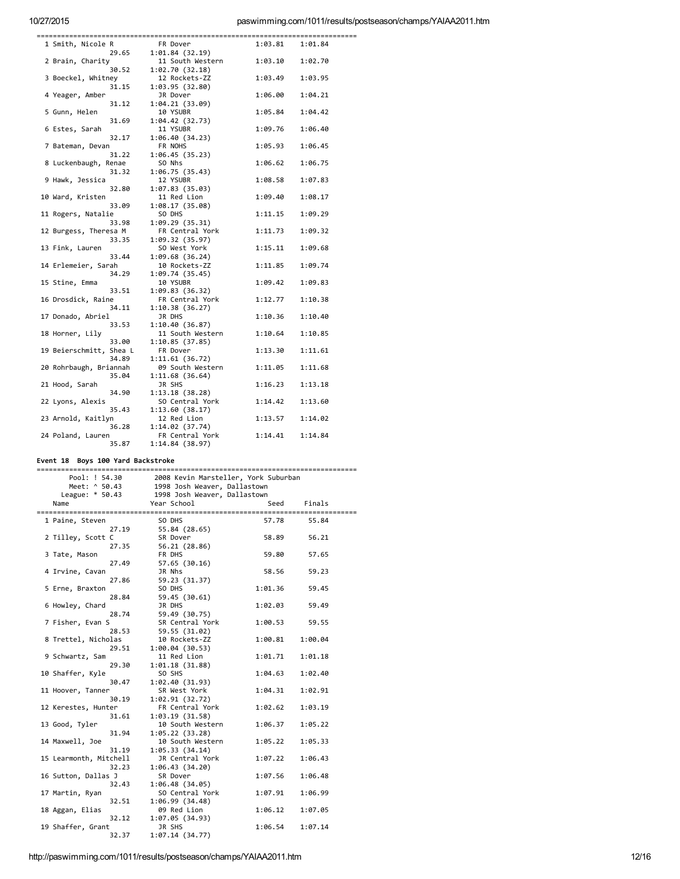```
===============================================================================
  1 Smith, Nicole R          FR Dover              1:03.81    1:01.84
                29.65     1:01.84 (32.19)
  2 Brain, Charity           11 South Western      1:03.10    1:02.70
                30.52     1:02.70 (32.18)
  3 Boeckel, Whitney         12 Rockets-ZZ         1:03.49    1:03.95
                31.15     1:03.95 (32.80)
  4 Yeager, Amber            JR Dover              1:06.00    1:04.21
                31.12     1:04.21 (33.09)
  5 Gunn, Helen              10 YSUBR              1:05.84    1:04.42
                31.69     1:04.42 (32.73)
  6 Estes, Sarah             11 YSUBR              1:09.76    1:06.40
                32.17     1:06.40 (34.23)
  7 Bateman, Devan           FR NOHS               1:05.93    1:06.45
                31.22     1:06.45 (35.23)
  8 Luckenbaugh, Renae       SO Nhs                1:06.62    1:06.75
                31.32     1:06.75 (35.43)
  9 Hawk, Jessica            12 YSUBR              1:08.58    1:07.83
                32.80     1:07.83 (35.03)
 10 Ward, Kristen            11 Red Lion           1:09.40    1:08.17
                33.09     1:08.17 (35.08)
 11 Rogers, Natalie          SO DHS                1:11.15    1:09.29
                33.98     1:09.29 (35.31)
 12 Burgess, Theresa M       FR Central York       1:11.73    1:09.32
                33.35     1:09.32 (35.97)
 13 Fink, Lauren             SO West York          1:15.11    1:09.68
                33.44     1:09.68 (36.24)
 14 Erlemeier, Sarah         10 Rockets-ZZ         1:11.85    1:09.74
                34.29     1:09.74 (35.45)
 15 Stine, Emma              10 YSUBR              1:09.42    1:09.83
                33.51     1:09.83 (36.32)
 16 Drosdick, Raine          FR Central York       1:12.77    1:10.38
                34.11     1:10.38 (36.27)
 17 Donado, Abriel           JR DHS                1:10.36    1:10.40
                33.53     1:10.40 (36.87)
 18 Horner, Lily             11 South Western      1:10.64    1:10.85
                33.00     1:10.85 (37.85)
 19 Beierschmitt, Shea L     FR Dover              1:13.30    1:11.61
                34.89     1:11.61 (36.72)
 20 Rohrbaugh, Briannah      09 South Western      1:11.05    1:11.68
                35.04     1:11.68 (36.64)
 21 Hood, Sarah              JR SHS                1:16.23    1:13.18
                34.90     1:13.18 (38.28)
 22 Lyons, Alexis            SO Central York       1:14.42    1:13.60
                35.43     1:13.60 (38.17)
 23 Arnold, Kaitlyn          12 Red Lion           1:13.57    1:14.02
                36.28     1:14.02 (37.74)
 24 Poland, Lauren           FR Central York       1:14.41    1:14.84
                35.87     1:14.84 (38.97)
```

**Event 18 Boys 100 Yard Backstroke**

```
===============================================================================
       Pool: ! 54.30       2008 Kevin Marsteller, York Suburban
       Meet: ^ 50.43       1998 Josh Weaver, Dallastown
     League: * 50.43       1998 Josh Weaver, Dallastown
    Name                   Year School              Seed     Finals
===============================================================================
  1 Paine, Steven            SO DHS                  57.78      55.84
                27.19       55.84 (28.65)
  2 Tilley, Scott C          SR Dover                58.89      56.21
                27.35       56.21 (28.86)
  3 Tate, Mason              FR DHS                  59.80      57.65
                27.49       57.65 (30.16)
  4 Irvine, Cavan            JR Nhs                  58.56      59.23
                27.86       59.23 (31.37)
  5 Erne, Braxton            SO DHS                1:01.36      59.45
                28.84       59.45 (30.61)
  6 Howley, Chard            JR DHS                1:02.03      59.49
                28.74       59.49 (30.75)
  7 Fisher, Evan S           SR Central York       1:00.53      59.55
                28.53       59.55 (31.02)
  8 Trettel, Nicholas        10 Rockets-ZZ         1:00.81    1:00.04
                29.51     1:00.04 (30.53)
  9 Schwartz, Sam            11 Red Lion           1:01.71    1:01.18
                29.30     1:01.18 (31.88)
 10 Shaffer, Kyle            SO SHS                1:04.63    1:02.40
                30.47     1:02.40 (31.93)
 11 Hoover, Tanner           SR West York          1:04.31    1:02.91
                30.19     1:02.91 (32.72)
 12 Kerestes, Hunter         FR Central York       1:02.62    1:03.19
                31.61     1:03.19 (31.58)
 13 Good, Tyler              10 South Western      1:06.37    1:05.22
                31.94     1:05.22 (33.28)
 14 Maxwell, Joe             10 South Western      1:05.22    1:05.33
                31.19     1:05.33 (34.14)
 15 Learmonth, Mitchell      JR Central York       1:07.22    1:06.43
                32.23     1:06.43 (34.20)
 16 Sutton, Dallas J         SR Dover              1:07.56    1:06.48
                32.43     1:06.48 (34.05)
 17 Martin, Ryan             SO Central York       1:07.91    1:06.99
                32.51     1:06.99 (34.48)
 18 Aggan, Elias             09 Red Lion           1:06.12    1:07.05
                32.12     1:07.05 (34.93)
 19 Shaffer, Grant           JR SHS                1:06.54    1:07.14
                32.37     1:07.14 (34.77)
```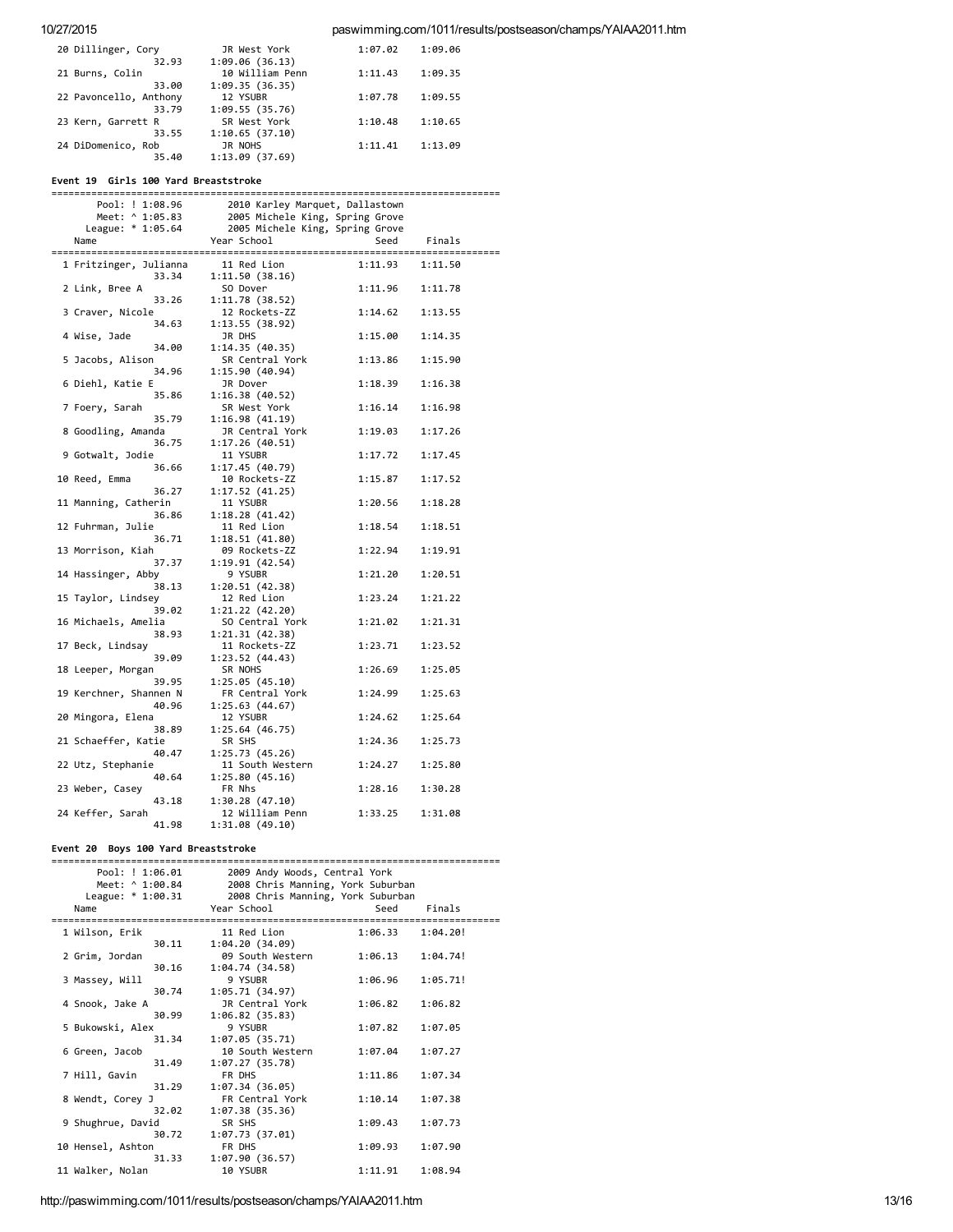```
 20 Dillinger, Cory           JR West York          1:07.02    1:09.06
             32.93     1:09.06 (36.13)
 21 Burns, Colin              10 William Penn       1:11.43    1:09.35
             33.00     1:09.35 (36.35)
 22 Pavoncello, Anthony       12 YSUBR              1:07.78    1:09.55
             33.79     1:09.55 (35.76)
 23 Kern, Garrett R           SR West York          1:10.48    1:10.65
             33.55     1:10.65 (37.10)
 24 DiDomenico, Rob           JR NOHS               1:11.41    1:13.09
             35.40     1:13.09 (37.69)
```

**Event 19  Girls 100 Yard Breaststroke**

```
===============================================================================
        Pool: ! 1:08.96        2010 Karley Marquet, Dallastown
        Meet: ^ 1:05.83        2005 Michele King, Spring Grove
      League: * 1:05.64        2005 Michele King, Spring Grove
    Name                    Year School                Seed     Finals
===============================================================================
  1 Fritzinger, Julianna      11 Red Lion           1:11.93    1:11.50
             33.34     1:11.50 (38.16)
  2 Link, Bree A              SO Dover              1:11.96    1:11.78
             33.26     1:11.78 (38.52)
  3 Craver, Nicole            12 Rockets-ZZ         1:14.62    1:13.55
             34.63     1:13.55 (38.92)
  4 Wise, Jade                JR DHS                1:15.00    1:14.35
             34.00     1:14.35 (40.35)
  5 Jacobs, Alison            SR Central York       1:13.86    1:15.90
             34.96     1:15.90 (40.94)
  6 Diehl, Katie E            JR Dover              1:18.39    1:16.38
             35.86     1:16.38 (40.52)
  7 Foery, Sarah              SR West York          1:16.14    1:16.98
             35.79     1:16.98 (41.19)
  8 Goodling, Amanda          JR Central York       1:19.03    1:17.26
             36.75     1:17.26 (40.51)
  9 Gotwalt, Jodie            11 YSUBR              1:17.72    1:17.45
             36.66     1:17.45 (40.79)
 10 Reed, Emma                10 Rockets-ZZ         1:15.87    1:17.52
             36.27     1:17.52 (41.25)
 11 Manning, Catherin         11 YSUBR              1:20.56    1:18.28
             36.86     1:18.28 (41.42)
 12 Fuhrman, Julie            11 Red Lion           1:18.54    1:18.51
             36.71     1:18.51 (41.80)
 13 Morrison, Kiah            09 Rockets-ZZ         1:22.94    1:19.91
             37.37     1:19.91 (42.54)
 14 Hassinger, Abby           9 YSUBR               1:21.20    1:20.51
             38.13     1:20.51 (42.38)
 15 Taylor, Lindsey           12 Red Lion           1:23.24    1:21.22
             39.02     1:21.22 (42.20)
 16 Michaels, Amelia          SO Central York       1:21.02    1:21.31
             38.93     1:21.31 (42.38)
 17 Beck, Lindsay             11 Rockets-ZZ         1:23.71    1:23.52
             39.09     1:23.52 (44.43)
 18 Leeper, Morgan            SR NOHS               1:26.69    1:25.05
             39.95     1:25.05 (45.10)
 19 Kerchner, Shannen N       FR Central York       1:24.99    1:25.63
             40.96     1:25.63 (44.67)
 20 Mingora, Elena            12 YSUBR              1:24.62    1:25.64
             38.89     1:25.64 (46.75)
 21 Schaeffer, Katie          SR SHS                1:24.36    1:25.73
             40.47     1:25.73 (45.26)
 22 Utz, Stephanie            11 South Western      1:24.27    1:25.80
             40.64     1:25.80 (45.16)
 23 Weber, Casey              FR Nhs                1:28.16    1:30.28
             43.18     1:30.28 (47.10)
 24 Keffer, Sarah             12 William Penn       1:33.25    1:31.08
             41.98     1:31.08 (49.10)
```

**Event 20  Boys 100 Yard Breaststroke**

```
===============================================================================
        Pool: ! 1:06.01        2009 Andy Woods, Central York
        Meet: ^ 1:00.84        2008 Chris Manning, York Suburban
      League: * 1:00.31        2008 Chris Manning, York Suburban
    Name                    Year School                Seed     Finals
===============================================================================
  1 Wilson, Erik              11 Red Lion           1:06.33    1:04.20!
             30.11     1:04.20 (34.09)
  2 Grim, Jordan              09 South Western      1:06.13    1:04.74!
             30.16     1:04.74 (34.58)
  3 Massey, Will              9 YSUBR               1:06.96    1:05.71!
             30.74     1:05.71 (34.97)
  4 Snook, Jake A             JR Central York       1:06.82    1:06.82
             30.99     1:06.82 (35.83)
  5 Bukowski, Alex            9 YSUBR               1:07.82    1:07.05
             31.34     1:07.05 (35.71)
  6 Green, Jacob              10 South Western      1:07.04    1:07.27
             31.49     1:07.27 (35.78)
  7 Hill, Gavin               FR DHS                1:11.86    1:07.34
             31.29     1:07.34 (36.05)
  8 Wendt, Corey J            FR Central York       1:10.14    1:07.38
             32.02     1:07.38 (35.36)
  9 Shughrue, David           SR SHS                1:09.43    1:07.73
             30.72     1:07.73 (37.01)
 10 Hensel, Ashton            FR DHS                1:09.93    1:07.90
             31.33     1:07.90 (36.57)
 11 Walker, Nolan             10 YSUBR              1:11.91    1:08.94
```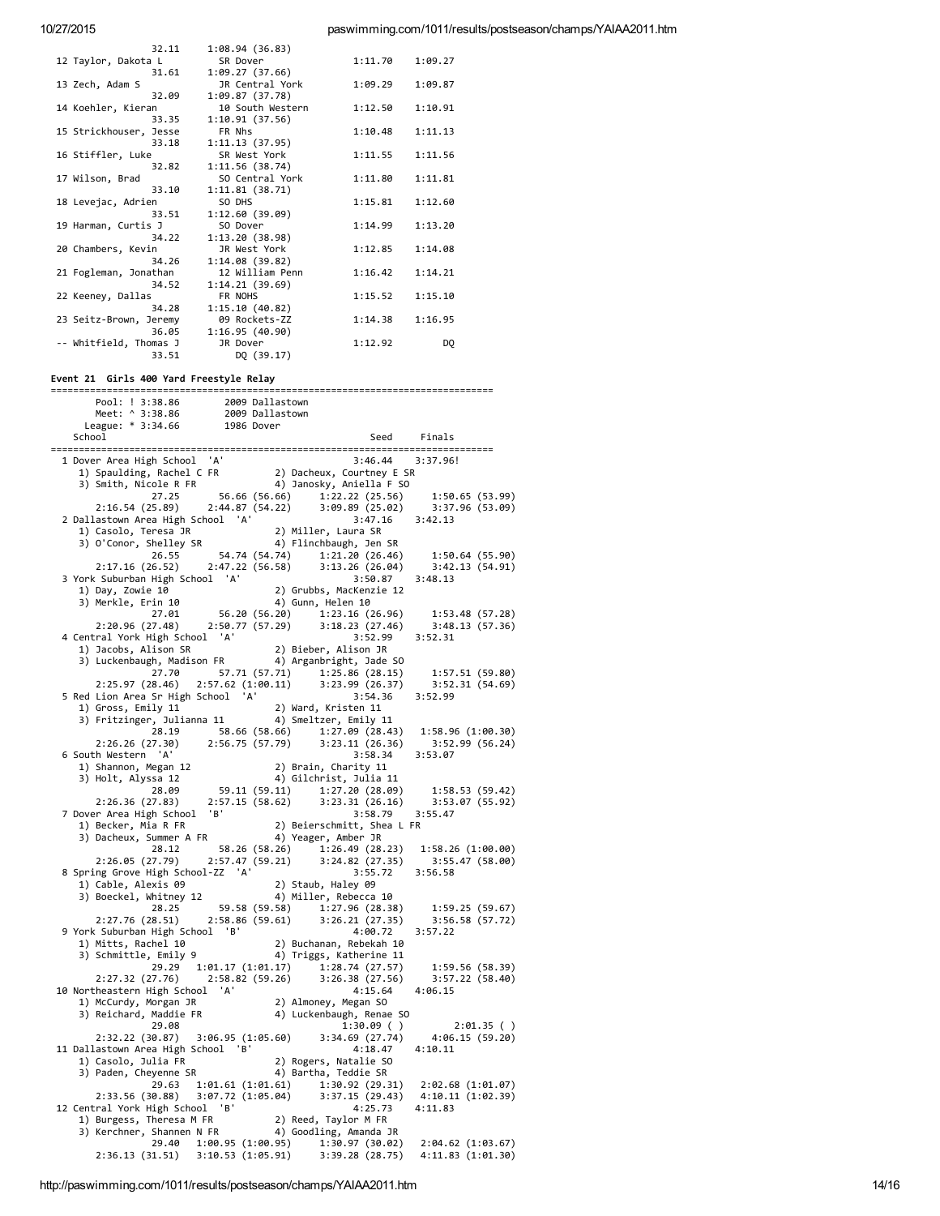```
                32.11     1:08.94 (36.83)
 12 Taylor, Dakota L          SR Dover               1:11.70    1:09.27
                31.61     1:09.27 (37.66)
 13 Zech, Adam S              JR Central York        1:09.29    1:09.87
                32.09     1:09.87 (37.78)
 14 Koehler, Kieran           10 South Western       1:12.50    1:10.91
                33.35     1:10.91 (37.56)
 15 Strickhouser, Jesse       FR Nhs                 1:10.48    1:11.13
                33.18     1:11.13 (37.95)
 16 Stiffler, Luke            SR West York           1:11.55    1:11.56
                32.82     1:11.56 (38.74)
 17 Wilson, Brad              SO Central York        1:11.80    1:11.81
                33.10     1:11.81 (38.71)
 18 Levejac, Adrien           SO DHS                 1:15.81    1:12.60
                33.51     1:12.60 (39.09)
 19 Harman, Curtis J          SO Dover               1:14.99    1:13.20
                34.22     1:13.20 (38.98)
 20 Chambers, Kevin           JR West York           1:12.85    1:14.08
                34.26     1:14.08 (39.82)
 21 Fogleman, Jonathan        12 William Penn        1:16.42    1:14.21
                34.52     1:14.21 (39.69)
 22 Keeney, Dallas            FR NOHS                1:15.52    1:15.10
                34.28     1:15.10 (40.82)
 23 Seitz-Brown, Jeremy       09 Rockets-ZZ          1:14.38    1:16.95
                36.05     1:16.95 (40.90)
 -- Whitfield, Thomas J       JR Dover               1:12.92         DQ
                33.51          DQ (39.17)
```

**Event 21 Girls 400 Yard Freestyle Relay**

```
===============================================================================
       Pool: ! 3:38.86        2009 Dallastown
       Meet: ^ 3:38.86        2009 Dallastown
     League: * 3:34.66        1986 Dover
    School                                            Seed     Finals
===============================================================================
  1 Dover Area High School  'A'                      3:46.44    3:37.96!
     1) Spaulding, Rachel C FR          2) Dacheux, Courtney E SR
     3) Smith, Nicole R FR              4) Janosky, Aniella F SO
              27.25       56.66 (56.66)     1:22.22 (25.56)     1:50.65 (53.99)
        2:16.54 (25.89)     2:44.87 (54.22)     3:09.89 (25.02)     3:37.96 (53.09)
  2 Dallastown Area High School  'A'                 3:47.16    3:42.13
     1) Casolo, Teresa JR               2) Miller, Laura SR
     3) O'Conor, Shelley SR             4) Flinchbaugh, Jen SR
              26.55       54.74 (54.74)     1:21.20 (26.46)     1:50.64 (55.90)
        2:17.16 (26.52)     2:47.22 (56.58)     3:13.26 (26.04)     3:42.13 (54.91)
  3 York Suburban High School  'A'                   3:50.87    3:48.13
     1) Day, Zowie 10                   2) Grubbs, MacKenzie 12
     3) Merkle, Erin 10                 4) Gunn, Helen 10
              27.01       56.20 (56.20)     1:23.16 (26.96)     1:53.48 (57.28)
        2:20.96 (27.48)     2:50.77 (57.29)     3:18.23 (27.46)     3:48.13 (57.36)
  4 Central York High School  'A'                    3:52.99    3:52.31
     1) Jacobs, Alison SR               2) Bieber, Alison JR
     3) Luckenbaugh, Madison FR         4) Arganbright, Jade SO
              27.70       57.71 (57.71)     1:25.86 (28.15)     1:57.51 (59.80)
        2:25.97 (28.46)   2:57.62 (1:00.11)     3:23.99 (26.37)     3:52.31 (54.69)
  5 Red Lion Area Sr High School  'A'                3:54.36    3:52.99
     1) Gross, Emily 11                 2) Ward, Kristen 11
     3) Fritzinger, Julianna 11         4) Smeltzer, Emily 11
              28.19       58.66 (58.66)     1:27.09 (28.43)   1:58.96 (1:00.30)
        2:26.26 (27.30)     2:56.75 (57.79)     3:23.11 (26.36)     3:52.99 (56.24)
  6 South Western  'A'                               3:58.34    3:53.07
     1) Shannon, Megan 12               2) Brain, Charity 11
     3) Holt, Alyssa 12                 4) Gilchrist, Julia 11
              28.09       59.11 (59.11)     1:27.20 (28.09)     1:58.53 (59.42)
        2:26.36 (27.83)     2:57.15 (58.62)     3:23.31 (26.16)     3:53.07 (55.92)
  7 Dover Area High School  'B'                      3:58.79    3:55.47
     1) Becker, Mia R FR                2) Beierschmitt, Shea L FR
     3) Dacheux, Summer A FR            4) Yeager, Amber JR
              28.12       58.26 (58.26)     1:26.49 (28.23)   1:58.26 (1:00.00)
        2:26.05 (27.79)     2:57.47 (59.21)     3:24.82 (27.35)     3:55.47 (58.00)
  8 Spring Grove High School-ZZ  'A'                 3:55.72    3:56.58
     1) Cable, Alexis 09                2) Staub, Haley 09
     3) Boeckel, Whitney 12             4) Miller, Rebecca 10
              28.25       59.58 (59.58)     1:27.96 (28.38)     1:59.25 (59.67)
        2:27.76 (28.51)     2:58.86 (59.61)     3:26.21 (27.35)     3:56.58 (57.72)
  9 York Suburban High School  'B'                   4:00.72    3:57.22
     1) Mitts, Rachel 10                2) Buchanan, Rebekah 10
     3) Schmittle, Emily 9              4) Triggs, Katherine 11
              29.29   1:01.17 (1:01.17)     1:28.74 (27.57)     1:59.56 (58.39)
        2:27.32 (27.76)     2:58.82 (59.26)     3:26.38 (27.56)     3:57.22 (58.40)
 10 Northeastern High School  'A'                    4:15.64    4:06.15
     1) McCurdy, Morgan JR              2) Almoney, Megan SO
     3) Reichard, Maddie FR             4) Luckenbaugh, Renae SO
              29.08                         1:30.09 ( )         2:01.35 ( )
        2:32.22 (30.87)   3:06.95 (1:05.60)     3:34.69 (27.74)     4:06.15 (59.20)
 11 Dallastown Area High School  'B'                 4:18.47    4:10.11
     1) Casolo, Julia FR                2) Rogers, Natalie SO
     3) Paden, Cheyenne SR              4) Bartha, Teddie SR
              29.63   1:01.61 (1:01.61)     1:30.92 (29.31)   2:02.68 (1:01.07)
        2:33.56 (30.88)   3:07.72 (1:05.04)     3:37.15 (29.43)   4:10.11 (1:02.39)
 12 Central York High School  'B'                    4:25.73    4:11.83
     1) Burgess, Theresa M FR           2) Reed, Taylor M FR
     3) Kerchner, Shannen N FR          4) Goodling, Amanda JR
              29.40   1:00.95 (1:00.95)     1:30.97 (30.02)   2:04.62 (1:03.67)
        2:36.13 (31.51)   3:10.53 (1:05.91)     3:39.28 (28.75)   4:11.83 (1:01.30)
```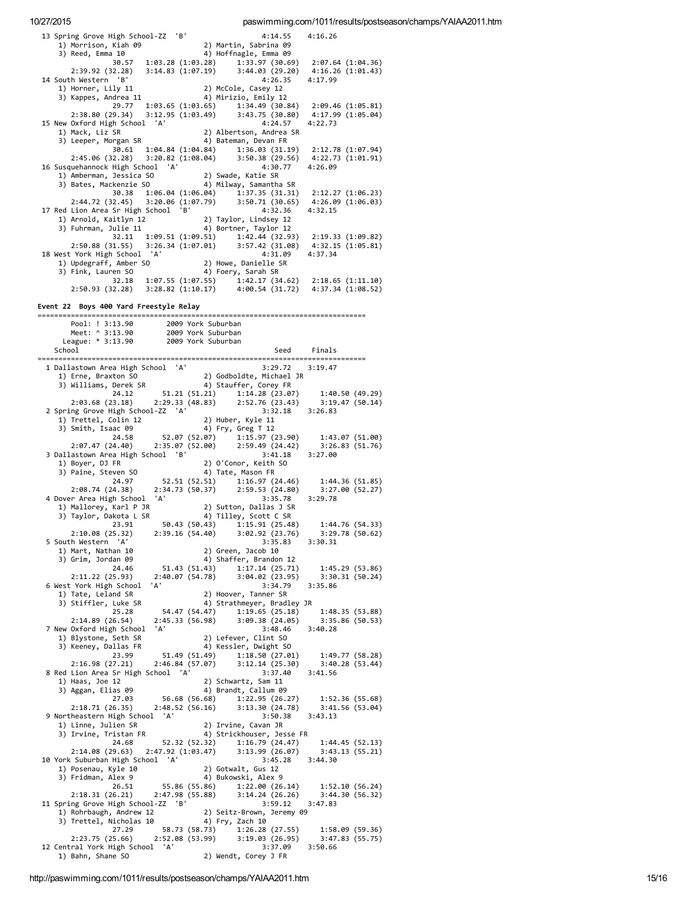```
 13 Spring Grove High School-ZZ  'B'                  4:14.55    4:16.26
    1) Morrison, Kiah 09              2) Martin, Sabrina 09
    3) Reed, Emma 10                  4) Hoffnagle, Emma 09
             30.57   1:03.28 (1:03.28)     1:33.97 (30.69)   2:07.64 (1:04.36)
       2:39.92 (32.28)   3:14.83 (1:07.19)     3:44.03 (29.20)   4:16.26 (1:01.43)
 14 South Western  'B'                                4:26.35    4:17.99
    1) Horner, Lily 11                2) McCole, Casey 12
    3) Kappes, Andrea 11              4) Mirizio, Emily 12
             29.77   1:03.65 (1:03.65)     1:34.49 (30.84)   2:09.46 (1:05.81)
       2:38.80 (29.34)   3:12.95 (1:03.49)     3:43.75 (30.80)   4:17.99 (1:05.04)
 15 New Oxford High School  'A'                       4:24.57    4:22.73
    1) Mack, Liz SR                   2) Albertson, Andrea SR
    3) Leeper, Morgan SR              4) Bateman, Devan FR
             30.61   1:04.84 (1:04.84)     1:36.03 (31.19)   2:12.78 (1:07.94)
       2:45.06 (32.28)   3:20.82 (1:08.04)     3:50.38 (29.56)   4:22.73 (1:01.91)
 16 Susquehannock High School  'A'                    4:30.77    4:26.09
    1) Amberman, Jessica SO           2) Swade, Katie SR
    3) Bates, Mackenzie SO            4) Milway, Samantha SR
             30.38   1:06.04 (1:06.04)     1:37.35 (31.31)   2:12.27 (1:06.23)
       2:44.72 (32.45)   3:20.06 (1:07.79)     3:50.71 (30.65)   4:26.09 (1:06.03)
 17 Red Lion Area Sr High School  'B'                 4:32.36    4:32.15
    1) Arnold, Kaitlyn 12             2) Taylor, Lindsey 12
    3) Fuhrman, Julie 11              4) Bortner, Taylor 12
             32.11   1:09.51 (1:09.51)     1:42.44 (32.93)   2:19.33 (1:09.82)
       2:50.88 (31.55)   3:26.34 (1:07.01)     3:57.42 (31.08)   4:32.15 (1:05.81)
 18 West York High School  'A'                        4:31.09    4:37.34
    1) Updegraff, Amber SO            2) Howe, Danielle SR
    3) Fink, Lauren SO                4) Foery, Sarah SR
             32.18   1:07.55 (1:07.55)     1:42.17 (34.62)   2:18.65 (1:11.10)
       2:50.93 (32.28)   3:28.82 (1:10.17)     4:00.54 (31.72)   4:37.34 (1:08.52)
```

**Event 22  Boys 400 Yard Freestyle Relay**

```
===============================================================================
       Pool: ! 3:13.90        2009 York Suburban
       Meet: ^ 3:13.90        2009 York Suburban
     League: * 3:13.90        2009 York Suburban
    School                                            Seed     Finals
===============================================================================
  1 Dallastown Area High School  'A'                  3:29.72    3:19.47
     1) Erne, Braxton SO              2) Godboldte, Michael JR
     3) Williams, Derek SR            4) Stauffer, Corey FR
             24.12       51.21 (51.21)     1:14.28 (23.07)     1:40.50 (49.29)
       2:03.68 (23.18)     2:29.33 (48.83)     2:52.76 (23.43)     3:19.47 (50.14)
  2 Spring Grove High School-ZZ  'A'                  3:32.18    3:26.83
     1) Trettel, Colin 12             2) Huber, Kyle 11
     3) Smith, Isaac 09               4) Fry, Greg T 12
             24.58       52.07 (52.07)     1:15.97 (23.90)     1:43.07 (51.00)
       2:07.47 (24.40)     2:35.07 (52.00)     2:59.49 (24.42)     3:26.83 (51.76)
  3 Dallastown Area High School  'B'                  3:41.18    3:27.00
     1) Boyer, DJ FR                  2) O'Conor, Keith SO
     3) Paine, Steven SO              4) Tate, Mason FR
             24.97       52.51 (52.51)     1:16.97 (24.46)     1:44.36 (51.85)
       2:08.74 (24.38)     2:34.73 (50.37)     2:59.53 (24.80)     3:27.00 (52.27)
  4 Dover Area High School  'A'                       3:35.78    3:29.78
     1) Mallorey, Karl P JR           2) Sutton, Dallas J SR
     3) Taylor, Dakota L SR           4) Tilley, Scott C SR
             23.91       50.43 (50.43)     1:15.91 (25.48)     1:44.76 (54.33)
       2:10.08 (25.32)     2:39.16 (54.40)     3:02.92 (23.76)     3:29.78 (50.62)
  5 South Western  'A'                                3:35.83    3:30.31
     1) Mart, Nathan 10               2) Green, Jacob 10
     3) Grim, Jordan 09               4) Shaffer, Brandon 12
             24.46       51.43 (51.43)     1:17.14 (25.71)     1:45.29 (53.86)
       2:11.22 (25.93)     2:40.07 (54.78)     3:04.02 (23.95)     3:30.31 (50.24)
  6 West York High School  'A'                        3:34.79    3:35.86
     1) Tate, Leland SR               2) Hoover, Tanner SR
     3) Stiffler, Luke SR             4) Strathmeyer, Bradley JR
             25.28       54.47 (54.47)     1:19.65 (25.18)     1:48.35 (53.88)
       2:14.89 (26.54)     2:45.33 (56.98)     3:09.38 (24.05)     3:35.86 (50.53)
  7 New Oxford High School  'A'                       3:48.46    3:40.28
     1) Blystone, Seth SR             2) Lefever, Clint SO
     3) Keeney, Dallas FR             4) Kessler, Dwight SO
             23.99       51.49 (51.49)     1:18.50 (27.01)     1:49.77 (58.28)
       2:16.98 (27.21)     2:46.84 (57.07)     3:12.14 (25.30)     3:40.28 (53.44)
  8 Red Lion Area Sr High School  'A'                 3:37.40    3:41.56
     1) Haas, Joe 12                  2) Schwartz, Sam 11
     3) Aggan, Elias 09               4) Brandt, Callum 09
             27.03       56.68 (56.68)     1:22.95 (26.27)     1:52.36 (55.68)
       2:18.71 (26.35)     2:48.52 (56.16)     3:13.30 (24.78)     3:41.56 (53.04)
  9 Northeastern High School  'A'                     3:50.38    3:43.13
     1) Linne, Julien SR              2) Irvine, Cavan JR
     3) Irvine, Tristan FR            4) Strickhouser, Jesse FR
             24.68       52.32 (52.32)     1:16.79 (24.47)     1:44.45 (52.13)
       2:14.08 (29.63)   2:47.92 (1:03.47)     3:13.99 (26.07)     3:43.13 (55.21)
 10 York Suburban High School  'A'                    3:45.28    3:44.30
     1) Posenau, Kyle 10              2) Gotwalt, Gus 12
     3) Fridman, Alex 9               4) Bukowski, Alex 9
             26.51       55.86 (55.86)     1:22.00 (26.14)     1:52.10 (56.24)
       2:18.31 (26.21)     2:47.98 (55.88)     3:14.24 (26.26)     3:44.30 (56.32)
 11 Spring Grove High School-ZZ  'B'                  3:59.12    3:47.83
     1) Rohrbaugh, Andrew 12          2) Seitz-Brown, Jeremy 09
     3) Trettel, Nicholas 10          4) Fry, Zach 10
             27.29       58.73 (58.73)     1:26.28 (27.55)     1:58.09 (59.36)
       2:23.75 (25.66)     2:52.08 (53.99)     3:19.03 (26.95)     3:47.83 (55.75)
 12 Central York High School  'A'                     3:37.09    3:50.66
     1) Bahn, Shane SO                2) Wendt, Corey J FR
```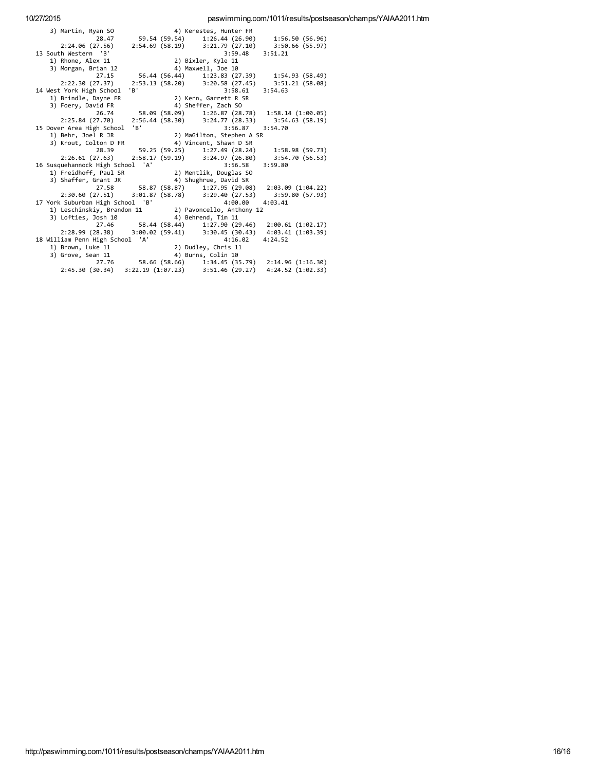```
    3) Martin, Ryan SO                4) Kerestes, Hunter FR
                28.47       59.54 (59.54)     1:26.44 (26.90)     1:56.50 (56.96)
       2:24.06 (27.56)     2:54.69 (58.19)     3:21.79 (27.10)     3:50.66 (55.97)
 13 South Western  'B'                              3:59.48    3:51.21
    1) Rhone, Alex 11                 2) Bixler, Kyle 11
    3) Morgan, Brian 12               4) Maxwell, Joe 10
                27.15       56.44 (56.44)     1:23.83 (27.39)     1:54.93 (58.49)
       2:22.30 (27.37)     2:53.13 (58.20)     3:20.58 (27.45)     3:51.21 (58.08)
 14 West York High School  'B'                      3:58.61    3:54.63
    1) Brindle, Dayne FR              2) Kern, Garrett R SR
    3) Foery, David FR                4) Sheffer, Zach SO
                26.74       58.09 (58.09)     1:26.87 (28.78)   1:58.14 (1:00.05)
       2:25.84 (27.70)     2:56.44 (58.30)     3:24.77 (28.33)     3:54.63 (58.19)
 15 Dover Area High School  'B'                     3:56.87    3:54.70
    1) Behr, Joel R JR                2) MaGilton, Stephen A SR
    3) Krout, Colton D FR             4) Vincent, Shawn D SR
                28.39       59.25 (59.25)     1:27.49 (28.24)     1:58.98 (59.73)
       2:26.61 (27.63)     2:58.17 (59.19)     3:24.97 (26.80)     3:54.70 (56.53)
 16 Susquehannock High School  'A'                  3:56.58    3:59.80
    1) Freidhoff, Paul SR             2) Mentlik, Douglas SO
    3) Shaffer, Grant JR              4) Shughrue, David SR
                27.58       58.87 (58.87)     1:27.95 (29.08)   2:03.09 (1:04.22)
       2:30.60 (27.51)     3:01.87 (58.78)     3:29.40 (27.53)     3:59.80 (57.93)
 17 York Suburban High School  'B'                  4:00.00    4:03.41
    1) Leschinskiy, Brandon 11        2) Pavoncello, Anthony 12
    3) Lofties, Josh 10               4) Behrend, Tim 11
                27.46       58.44 (58.44)     1:27.90 (29.46)   2:00.61 (1:02.17)
       2:28.99 (28.38)     3:00.02 (59.41)     3:30.45 (30.43)   4:03.41 (1:03.39)
 18 William Penn High School  'A'                   4:16.02    4:24.52
    1) Brown, Luke 11                 2) Dudley, Chris 11
    3) Grove, Sean 11                 4) Burns, Colin 10
                27.76       58.66 (58.66)     1:34.45 (35.79)   2:14.96 (1:16.30)
       2:45.30 (30.34)   3:22.19 (1:07.23)     3:51.46 (29.27)   4:24.52 (1:02.33)
```